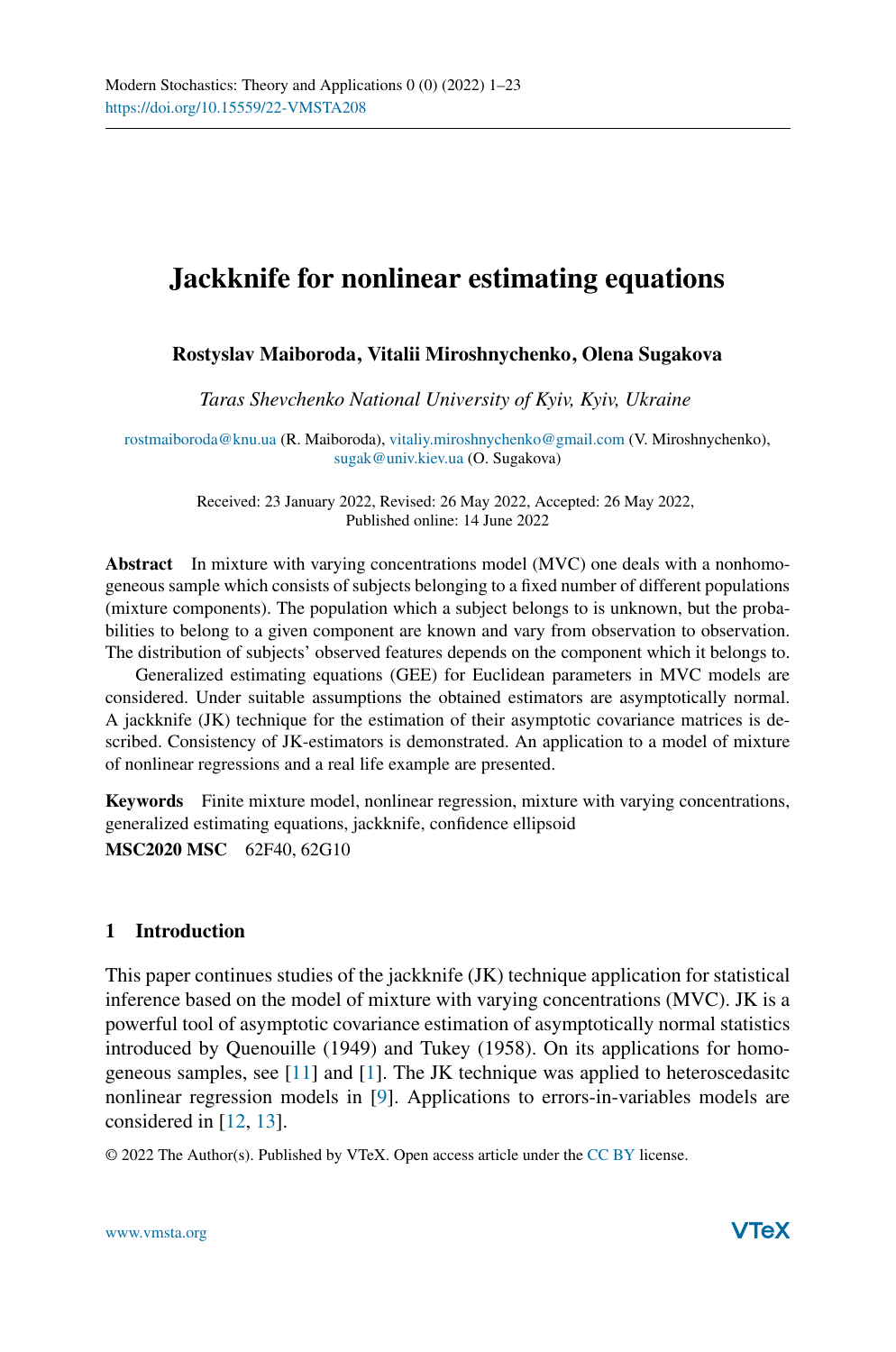# Jackknife for nonlinear estimating equations

**Rostyslav Maiboroda, Vitalii Miroshnychenko, Olena Sugakova**

*Taras Shevchenko National University of Kyiv, Kyiv, Ukraine*

rostmaiboroda@knu.ua (R. Maiboroda), vitaliy.miroshnychenko@gmail.com (V. Miroshnychenko), sugak@univ.kiev.ua (O. Sugakova)

Received: 23 January 2022, Revised: 26 May 2022, Accepted: 26 May 2022, Published online: 14 June 2022

**Abstract** In mixture with varying concentrations model (MVC) one deals with a nonhomogeneous sample which consists of subjects belonging to a fixed number of different populations (mixture components). The population which a subject belongs to is unknown, but the probabilities to belong to a given component are known and vary from observation to observation. The distribution of subjects' observed features depends on the component which it belongs to.

Generalized estimating equations (GEE) for Euclidean parameters in MVC models are considered. Under suitable assumptions the obtained estimators are asymptotically normal. A jackknife (JK) technique for the estimation of their asymptotic covariance matrices is described. Consistency of JK-estimators is demonstrated. An application to a model of mixture of nonlinear regressions and a real life example are presented.

**Keywords** Finite mixture model, nonlinear regression, mixture with varying concentrations, generalized estimating equations, jackknife, confidence ellipsoid

**MSC2020 MSC** 62F40, 62G10

## 1 Introduction

This paper continues studies of the jackknife (JK) technique application for statistical inference based on the model of mixture with varying concentrations (MVC). JK is a powerful tool of asymptotic covariance estimation of asymptotically normal statistics introduced by Quenouille (1949) and Tukey (1958). On its applications for homogeneous samples, see [11] and [1]. The JK technique was applied to heteroscedasitc nonlinear regression models in [9]. Applications to errors-in-variables models are considered in [12, 13].

© 2022 The Author(s). Published by VTeX. Open access article under the CC BY license.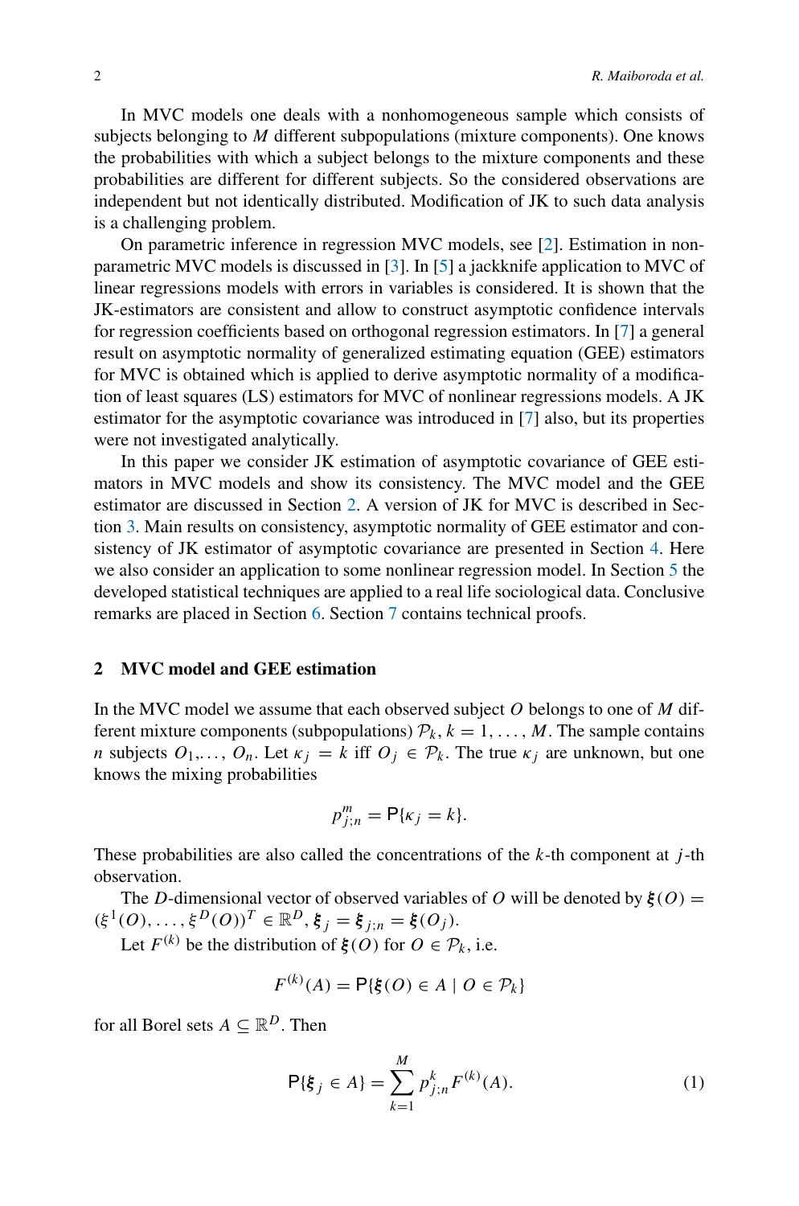In MVC models one deals with a nonhomogeneous sample which consists of subjects belonging to $M$ different subpopulations (mixture components). One knows the probabilities with which a subject belongs to the mixture components and these probabilities are different for different subjects. So the considered observations are independent but not identically distributed. Modification of JK to such data analysis is a challenging problem.

On parametric inference in regression MVC models, see [2]. Estimation in nonparametric MVC models is discussed in [3]. In [5] a jackknife application to MVC of linear regressions models with errors in variables is considered. It is shown that the JK-estimators are consistent and allow to construct asymptotic confidence intervals for regression coefficients based on orthogonal regression estimators. In [7] a general result on asymptotic normality of generalized estimating equation (GEE) estimators for MVC is obtained which is applied to derive asymptotic normality of a modification of least squares (LS) estimators for MVC of nonlinear regressions models. A JK estimator for the asymptotic covariance was introduced in [7] also, but its properties were not investigated analytically.

In this paper we consider JK estimation of asymptotic covariance of GEE estimators in MVC models and show its consistency. The MVC model and the GEE estimator are discussed in Section 2. A version of JK for MVC is described in Section 3. Main results on consistency, asymptotic normality of GEE estimator and consistency of JK estimator of asymptotic covariance are presented in Section 4. Here we also consider an application to some nonlinear regression model. In Section 5 the developed statistical techniques are applied to a real life sociological data. Conclusive remarks are placed in Section 6. Section 7 contains technical proofs.

## 2 MVC model and GEE estimation

In the MVC model we assume that each observed subject $O$ belongs to one of $M$ different mixture components (subpopulations) $\mathcal{P}_k$, $k = 1, \ldots, M$. The sample contains $n$ subjects $O_1, \ldots, O_n$. Let $\kappa_j = k$ iff $O_j \in \mathcal{P}_k$. The true $\kappa_j$ are unknown, but one knows the mixing probabilities

$$p^m_{j;n} = \mathsf{P}\{\kappa_j = k\}.$$

These probabilities are also called the concentrations of the $k$-th component at $j$-th observation.

The $D$-dimensional vector of observed variables of $O$ will be denoted by $\boldsymbol{\xi}(O) = (\xi^1(O), \ldots, \xi^D(O))^T \in \mathbb{R}^D$, $\boldsymbol{\xi}_j = \boldsymbol{\xi}_{j;n} = \boldsymbol{\xi}(O_j)$.

Let $F^{(k)}$ be the distribution of $\boldsymbol{\xi}(O)$ for $O \in \mathcal{P}_k$, i.e.

$$F^{(k)}(A) = \mathsf{P}\{\boldsymbol{\xi}(O) \in A \mid O \in \mathcal{P}_k\}$$

for all Borel sets $A \subseteq \mathbb{R}^D$. Then

$$\mathsf{P}\{\boldsymbol{\xi}_j \in A\} = \sum_{k=1}^{M} p^k_{j;n} F^{(k)}(A). \tag{1}$$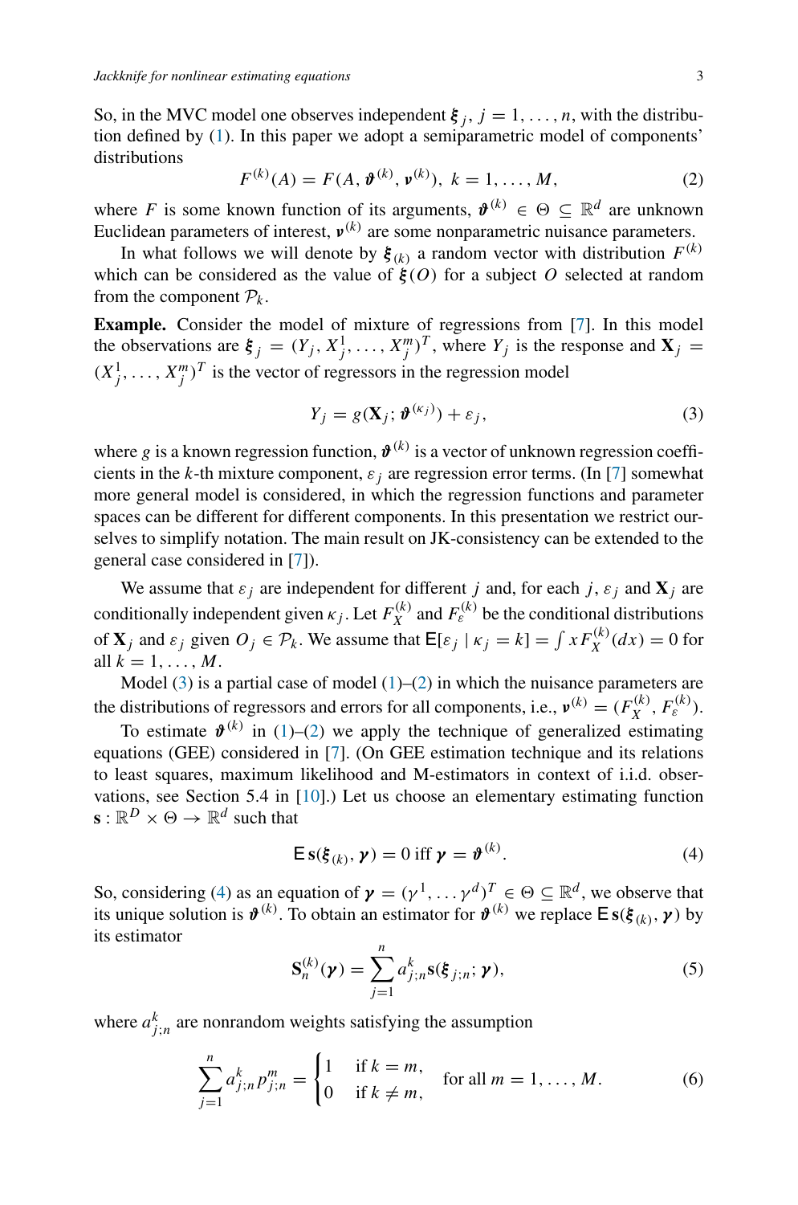So, in the MVC model one observes independent $\boldsymbol{\xi}_j$, $j = 1, \ldots, n$, with the distribution defined by (1). In this paper we adopt a semiparametric model of components' distributions

$$F^{(k)}(A) = F(A, \boldsymbol{\vartheta}^{(k)}, \boldsymbol{\nu}^{(k)}),\ k = 1, \ldots, M, \tag{2}$$

where $F$ is some known function of its arguments, $\boldsymbol{\vartheta}^{(k)} \in \Theta \subseteq \mathbb{R}^d$ are unknown Euclidean parameters of interest, $\boldsymbol{\nu}^{(k)}$ are some nonparametric nuisance parameters.

In what follows we will denote by $\boldsymbol{\xi}_{(k)}$ a random vector with distribution $F^{(k)}$ which can be considered as the value of $\boldsymbol{\xi}(O)$ for a subject $O$ selected at random from the component $\mathcal{P}_k$.

**Example.** Consider the model of mixture of regressions from [7]. In this model the observations are $\boldsymbol{\xi}_j = (Y_j, X_j^1, \ldots, X_j^m)^T$, where $Y_j$ is the response and $\mathbf{X}_j = (X_j^1, \ldots, X_j^m)^T$ is the vector of regressors in the regression model

$$Y_j = g(\mathbf{X}_j; \boldsymbol{\vartheta}^{(\kappa_j)}) + \varepsilon_j, \tag{3}$$

where $g$ is a known regression function, $\boldsymbol{\vartheta}^{(k)}$ is a vector of unknown regression coefficients in the $k$-th mixture component, $\varepsilon_j$ are regression error terms. (In [7] somewhat more general model is considered, in which the regression functions and parameter spaces can be different for different components. In this presentation we restrict ourselves to simplify notation. The main result on JK-consistency can be extended to the general case considered in [7]).

We assume that $\varepsilon_j$ are independent for different $j$ and, for each $j$, $\varepsilon_j$ and $\mathbf{X}_j$ are conditionally independent given $\kappa_j$. Let $F_X^{(k)}$ and $F_\varepsilon^{(k)}$ be the conditional distributions of $\mathbf{X}_j$ and $\varepsilon_j$ given $O_j \in \mathcal{P}_k$. We assume that $\mathsf{E}[\varepsilon_j \mid \kappa_j = k] = \int x F_X^{(k)}(dx) = 0$ for all $k = 1, \ldots, M$.

Model (3) is a partial case of model (1)–(2) in which the nuisance parameters are the distributions of regressors and errors for all components, i.e., $\boldsymbol{\nu}^{(k)} = (F_X^{(k)}, F_\varepsilon^{(k)})$.

To estimate $\boldsymbol{\vartheta}^{(k)}$ in (1)–(2) we apply the technique of generalized estimating equations (GEE) considered in [7]. (On GEE estimation technique and its relations to least squares, maximum likelihood and M-estimators in context of i.i.d. observations, see Section 5.4 in [10].) Let us choose an elementary estimating function $\mathbf{s} : \mathbb{R}^D \times \Theta \to \mathbb{R}^d$ such that

$$\mathsf{E}\,\mathbf{s}(\boldsymbol{\xi}_{(k)}, \boldsymbol{\gamma}) = 0 \text{ iff } \boldsymbol{\gamma} = \boldsymbol{\vartheta}^{(k)}. \tag{4}$$

So, considering (4) as an equation of $\boldsymbol{\gamma} = (\gamma^1, \ldots \gamma^d)^T \in \Theta \subseteq \mathbb{R}^d$, we observe that its unique solution is $\boldsymbol{\vartheta}^{(k)}$. To obtain an estimator for $\boldsymbol{\vartheta}^{(k)}$ we replace $\mathsf{E}\,\mathbf{s}(\boldsymbol{\xi}_{(k)}, \boldsymbol{\gamma})$ by its estimator

$$\mathbf{S}_n^{(k)}(\boldsymbol{\gamma}) = \sum_{j=1}^n a_{j;n}^k \mathbf{s}(\boldsymbol{\xi}_{j;n}; \boldsymbol{\gamma}), \tag{5}$$

where $a_{j;n}^k$ are nonrandom weights satisfying the assumption

$$\sum_{j=1}^n a_{j;n}^k p_{j;n}^m = \begin{cases} 1 & \text{if } k = m, \\ 0 & \text{if } k \neq m, \end{cases} \quad \text{for all } m = 1, \ldots, M. \tag{6}$$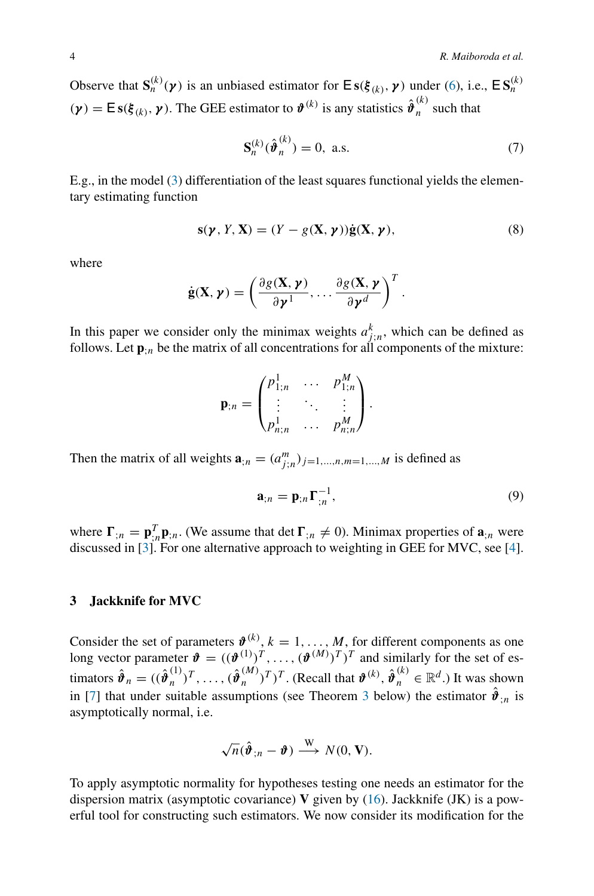Observe that $\mathbf{S}_n^{(k)}(\boldsymbol{\gamma})$ is an unbiased estimator for $\mathsf{E}\,\mathbf{s}(\boldsymbol{\xi}_{(k)}, \boldsymbol{\gamma})$ under (6), i.e., $\mathsf{E}\,\mathbf{S}_n^{(k)}(\boldsymbol{\gamma}) = \mathsf{E}\,\mathbf{s}(\boldsymbol{\xi}_{(k)}, \boldsymbol{\gamma})$. The GEE estimator to $\boldsymbol{\vartheta}^{(k)}$ is any statistics $\hat{\boldsymbol{\vartheta}}_n^{(k)}$ such that

$$
\mathbf{S}_n^{(k)}(\hat{\boldsymbol{\vartheta}}_n^{(k)}) = 0, \text{ a.s.} \tag{7}
$$

E.g., in the model (3) differentiation of the least squares functional yields the elementary estimating function

$$
\mathbf{s}(\boldsymbol{\gamma}, Y, \mathbf{X}) = (Y - g(\mathbf{X}, \boldsymbol{\gamma}))\dot{\mathbf{g}}(\mathbf{X}, \boldsymbol{\gamma}), \tag{8}
$$

where

$$
\dot{\mathbf{g}}(\mathbf{X}, \boldsymbol{\gamma}) = \left( \frac{\partial g(\mathbf{X}, \boldsymbol{\gamma})}{\partial \boldsymbol{\gamma}^1}, \dots \frac{\partial g(\mathbf{X}, \boldsymbol{\gamma})}{\partial \boldsymbol{\gamma}^d} \right)^T.
$$

In this paper we consider only the minimax weights $a_{j;n}^k$, which can be defined as follows. Let $\mathbf{p}_{;n}$ be the matrix of all concentrations for all components of the mixture:

$$
\mathbf{p}_{;n} = \begin{pmatrix} p_{1;n}^1 & \dots & p_{1;n}^M \\ \vdots & \ddots & \vdots \\ p_{n;n}^1 & \dots & p_{n;n}^M \end{pmatrix}.
$$

Then the matrix of all weights $\mathbf{a}_{;n} = (a_{j;n}^m)_{j=1,\dots,n, m=1,\dots,M}$ is defined as

$$
\mathbf{a}_{;n} = \mathbf{p}_{;n}\boldsymbol{\Gamma}_{;n}^{-1}, \tag{9}
$$

where $\boldsymbol{\Gamma}_{;n} = \mathbf{p}_{;n}^T \mathbf{p}_{;n}$. (We assume that $\det \boldsymbol{\Gamma}_{;n} \neq 0$). Minimax properties of $\mathbf{a}_{;n}$ were discussed in [3]. For one alternative approach to weighting in GEE for MVC, see [4].

## 3 Jackknife for MVC

Consider the set of parameters $\boldsymbol{\vartheta}^{(k)}$, $k = 1, \dots, M$, for different components as one long vector parameter $\boldsymbol{\vartheta} = ((\boldsymbol{\vartheta}^{(1)})^T, \dots, (\boldsymbol{\vartheta}^{(M)})^T)^T$ and similarly for the set of estimators $\hat{\boldsymbol{\vartheta}}_n = ((\hat{\boldsymbol{\vartheta}}_n^{(1)})^T, \dots, (\hat{\boldsymbol{\vartheta}}_n^{(M)})^T)^T$. (Recall that $\boldsymbol{\vartheta}^{(k)}, \hat{\boldsymbol{\vartheta}}_n^{(k)} \in \mathbb{R}^d$.) It was shown in [7] that under suitable assumptions (see Theorem 3 below) the estimator $\hat{\boldsymbol{\vartheta}}_{;n}$ is asymptotically normal, i.e.

$$
\sqrt{n}(\hat{\boldsymbol{\vartheta}}_{;n} - \boldsymbol{\vartheta}) \xrightarrow{\text{W}} N(0, \mathbf{V}).
$$

To apply asymptotic normality for hypotheses testing one needs an estimator for the dispersion matrix (asymptotic covariance) $\mathbf{V}$ given by (16). Jackknife (JK) is a powerful tool for constructing such estimators. We now consider its modification for the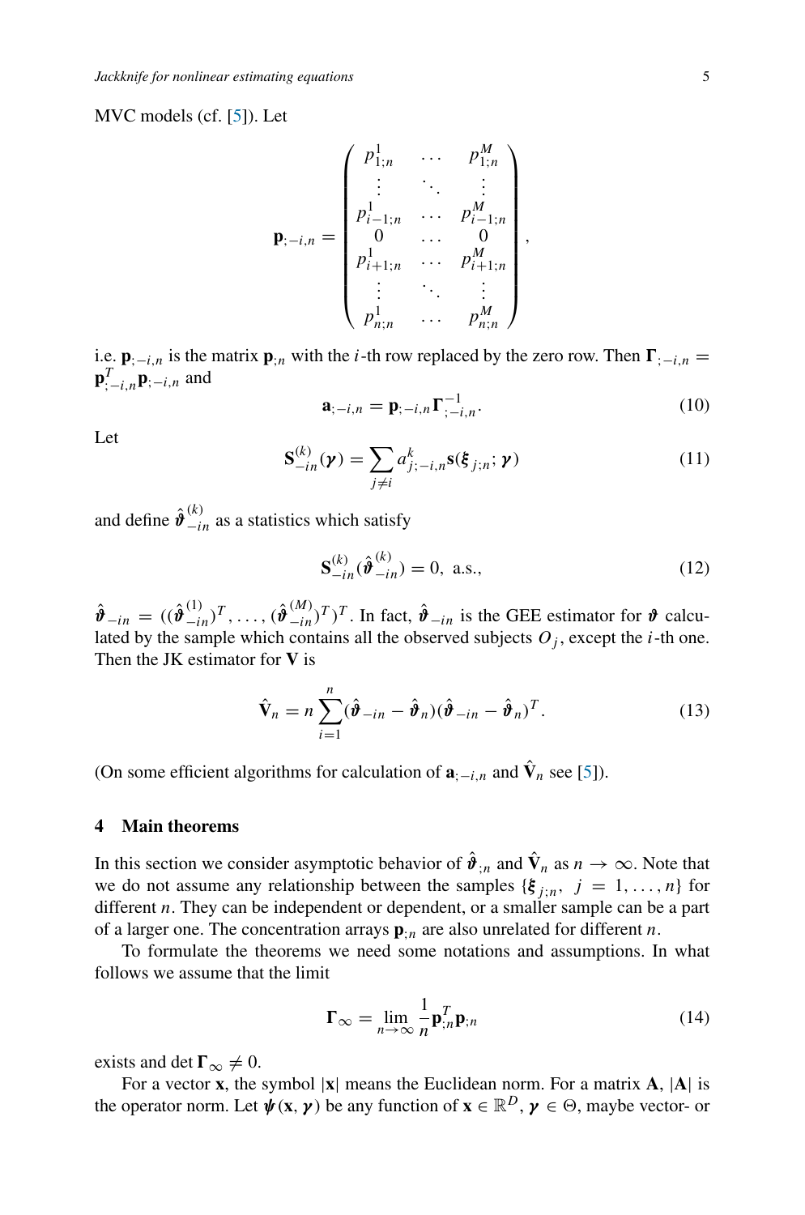MVC models (cf. [5]). Let

$$\mathbf{p}_{;-i,n} = \begin{pmatrix} p^1_{1;n} & \dots & p^M_{1;n} \\ \vdots & \ddots & \vdots \\ p^1_{i-1;n} & \dots & p^M_{i-1;n} \\ 0 & \dots & 0 \\ p^1_{i+1;n} & \dots & p^M_{i+1;n} \\ \vdots & \ddots & \vdots \\ p^1_{n;n} & \dots & p^M_{n;n} \end{pmatrix},$$

i.e. $\mathbf{p}_{;-i,n}$ is the matrix $\mathbf{p}_{;n}$ with the $i$-th row replaced by the zero row. Then $\mathbf{\Gamma}_{;-i,n} = \mathbf{p}^T_{;-i,n}\mathbf{p}_{;-i,n}$ and

$$\mathbf{a}_{;-i,n} = \mathbf{p}_{;-i,n}\mathbf{\Gamma}^{-1}_{;-i,n}. \tag{10}$$

Let

$$\mathbf{S}^{(k)}_{-in}(\boldsymbol{\gamma}) = \sum_{j\neq i} a^k_{j;-i,n}\mathbf{s}(\boldsymbol{\xi}_{j;n};\boldsymbol{\gamma}) \tag{11}$$

and define $\hat{\boldsymbol{\vartheta}}^{(k)}_{-in}$ as a statistics which satisfy

$$\mathbf{S}^{(k)}_{-in}(\hat{\boldsymbol{\vartheta}}^{(k)}_{-in}) = 0, \text{ a.s.,} \tag{12}$$

$\hat{\boldsymbol{\vartheta}}_{-in} = ((\hat{\boldsymbol{\vartheta}}^{(1)}_{-in})^T, \dots, (\hat{\boldsymbol{\vartheta}}^{(M)}_{-in})^T)^T$. In fact, $\hat{\boldsymbol{\vartheta}}_{-in}$ is the GEE estimator for $\boldsymbol{\vartheta}$ calculated by the sample which contains all the observed subjects $O_j$, except the $i$-th one. Then the JK estimator for $\mathbf{V}$ is

$$\hat{\mathbf{V}}_n = n\sum_{i=1}^n (\hat{\boldsymbol{\vartheta}}_{-in} - \hat{\boldsymbol{\vartheta}}_n)(\hat{\boldsymbol{\vartheta}}_{-in} - \hat{\boldsymbol{\vartheta}}_n)^T. \tag{13}$$

(On some efficient algorithms for calculation of $\mathbf{a}_{;-i,n}$ and $\hat{\mathbf{V}}_n$ see [5]).

## 4 Main theorems

In this section we consider asymptotic behavior of $\hat{\boldsymbol{\vartheta}}_{;n}$ and $\hat{\mathbf{V}}_n$ as $n \to \infty$. Note that we do not assume any relationship between the samples $\{\boldsymbol{\xi}_{j;n},\ j = 1, \dots, n\}$ for different $n$. They can be independent or dependent, or a smaller sample can be a part of a larger one. The concentration arrays $\mathbf{p}_{;n}$ are also unrelated for different $n$.

To formulate the theorems we need some notations and assumptions. In what follows we assume that the limit

$$\mathbf{\Gamma}_\infty = \lim_{n\to\infty} \frac{1}{n}\mathbf{p}^T_{;n}\mathbf{p}_{;n} \tag{14}$$

exists and $\det \mathbf{\Gamma}_\infty \neq 0$.

For a vector $\mathbf{x}$, the symbol $|\mathbf{x}|$ means the Euclidean norm. For a matrix $\mathbf{A}$, $|\mathbf{A}|$ is the operator norm. Let $\boldsymbol{\psi}(\mathbf{x}, \boldsymbol{\gamma})$ be any function of $\mathbf{x} \in \mathbb{R}^D$, $\boldsymbol{\gamma} \in \Theta$, maybe vector- or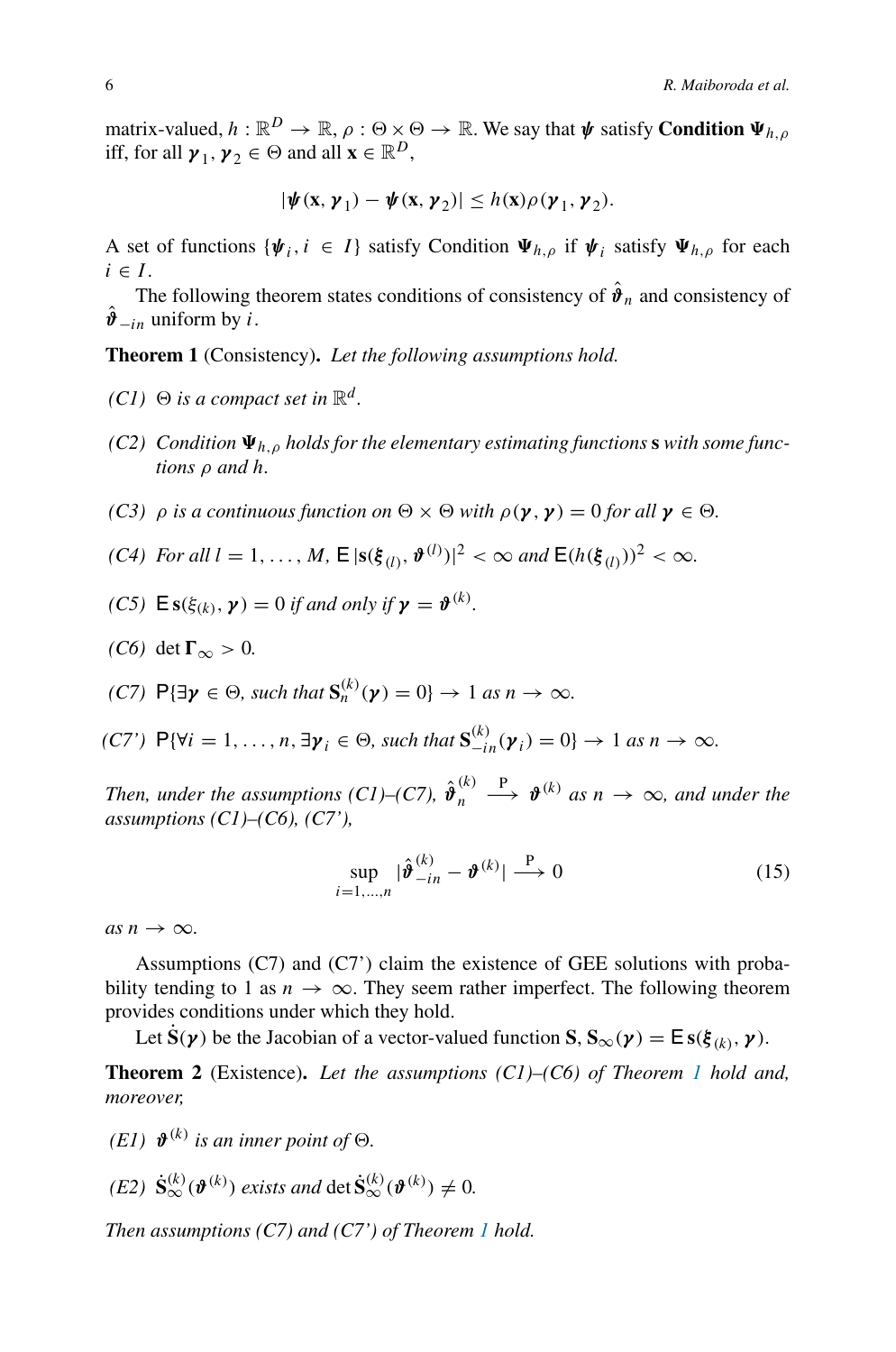matrix-valued, $h : \mathbb{R}^D \to \mathbb{R}$, $\rho : \Theta \times \Theta \to \mathbb{R}$. We say that $\boldsymbol{\psi}$ satisfy **Condition $\boldsymbol{\Psi}_{h,\rho}$** iff, for all $\boldsymbol{\gamma}_1, \boldsymbol{\gamma}_2 \in \Theta$ and all $\mathbf{x} \in \mathbb{R}^D$,

$$|\boldsymbol{\psi}(\mathbf{x}, \boldsymbol{\gamma}_1) - \boldsymbol{\psi}(\mathbf{x}, \boldsymbol{\gamma}_2)| \leq h(\mathbf{x})\rho(\boldsymbol{\gamma}_1, \boldsymbol{\gamma}_2).$$

A set of functions $\{\boldsymbol{\psi}_i, i \in I\}$ satisfy Condition $\boldsymbol{\Psi}_{h,\rho}$ if $\boldsymbol{\psi}_i$ satisfy $\boldsymbol{\Psi}_{h,\rho}$ for each $i \in I$.

The following theorem states conditions of consistency of $\hat{\boldsymbol{\vartheta}}_n$ and consistency of $\hat{\boldsymbol{\vartheta}}_{-in}$ uniform by $i$.

**Theorem 1** (Consistency). *Let the following assumptions hold.*

*(C1)* $\Theta$ *is a compact set in* $\mathbb{R}^d$.

*(C2) Condition* $\boldsymbol{\Psi}_{h,\rho}$ *holds for the elementary estimating functions* $\mathbf{s}$ *with some functions* $\rho$ *and* $h$.

*(C3)* $\rho$ *is a continuous function on* $\Theta \times \Theta$ *with* $\rho(\boldsymbol{\gamma}, \boldsymbol{\gamma}) = 0$ *for all* $\boldsymbol{\gamma} \in \Theta$.

*(C4) For all* $l = 1, \dots, M$, $\mathsf{E}\,|\mathbf{s}(\boldsymbol{\xi}_{(l)}, \boldsymbol{\vartheta}^{(l)})|^2 < \infty$ *and* $\mathsf{E}(h(\boldsymbol{\xi}_{(l)}))^2 < \infty$.

*(C5)* $\mathsf{E}\,\mathbf{s}(\xi_{(k)}, \boldsymbol{\gamma}) = 0$ *if and only if* $\boldsymbol{\gamma} = \boldsymbol{\vartheta}^{(k)}$.

*(C6)* $\det \boldsymbol{\Gamma}_\infty > 0$.

*(C7)* $\mathsf{P}\{\exists \boldsymbol{\gamma} \in \Theta$*, such that* $\mathbf{S}_n^{(k)}(\boldsymbol{\gamma}) = 0\} \to 1$ *as* $n \to \infty$.

*(C7')* $\mathsf{P}\{\forall i = 1, \dots, n, \exists \boldsymbol{\gamma}_i \in \Theta$*, such that* $\mathbf{S}_{-in}^{(k)}(\boldsymbol{\gamma}_i) = 0\} \to 1$ *as* $n \to \infty$.

*Then, under the assumptions (C1)–(C7),* $\hat{\boldsymbol{\vartheta}}_n^{(k)} \xrightarrow{\mathsf{P}} \boldsymbol{\vartheta}^{(k)}$ *as* $n \to \infty$*, and under the assumptions (C1)–(C6), (C7'),*

$$\sup_{i=1,\dots,n} |\hat{\boldsymbol{\vartheta}}_{-in}^{(k)} - \boldsymbol{\vartheta}^{(k)}| \xrightarrow{\mathsf{P}} 0 \tag{15}$$

*as* $n \to \infty$.

Assumptions (C7) and (C7') claim the existence of GEE solutions with probability tending to 1 as $n \to \infty$. They seem rather imperfect. The following theorem provides conditions under which they hold.

Let $\dot{\mathbf{S}}(\boldsymbol{\gamma})$ be the Jacobian of a vector-valued function $\mathbf{S}$, $\mathbf{S}_\infty(\boldsymbol{\gamma}) = \mathsf{E}\,\mathbf{s}(\boldsymbol{\xi}_{(k)}, \boldsymbol{\gamma})$.

**Theorem 2** (Existence). *Let the assumptions (C1)–(C6) of Theorem 1 hold and, moreover,*

*(E1)* $\boldsymbol{\vartheta}^{(k)}$ *is an inner point of* $\Theta$.

*(E2)* $\dot{\mathbf{S}}_\infty^{(k)}(\boldsymbol{\vartheta}^{(k)})$ *exists and* $\det \dot{\mathbf{S}}_\infty^{(k)}(\boldsymbol{\vartheta}^{(k)}) \neq 0$.

*Then assumptions (C7) and (C7') of Theorem 1 hold.*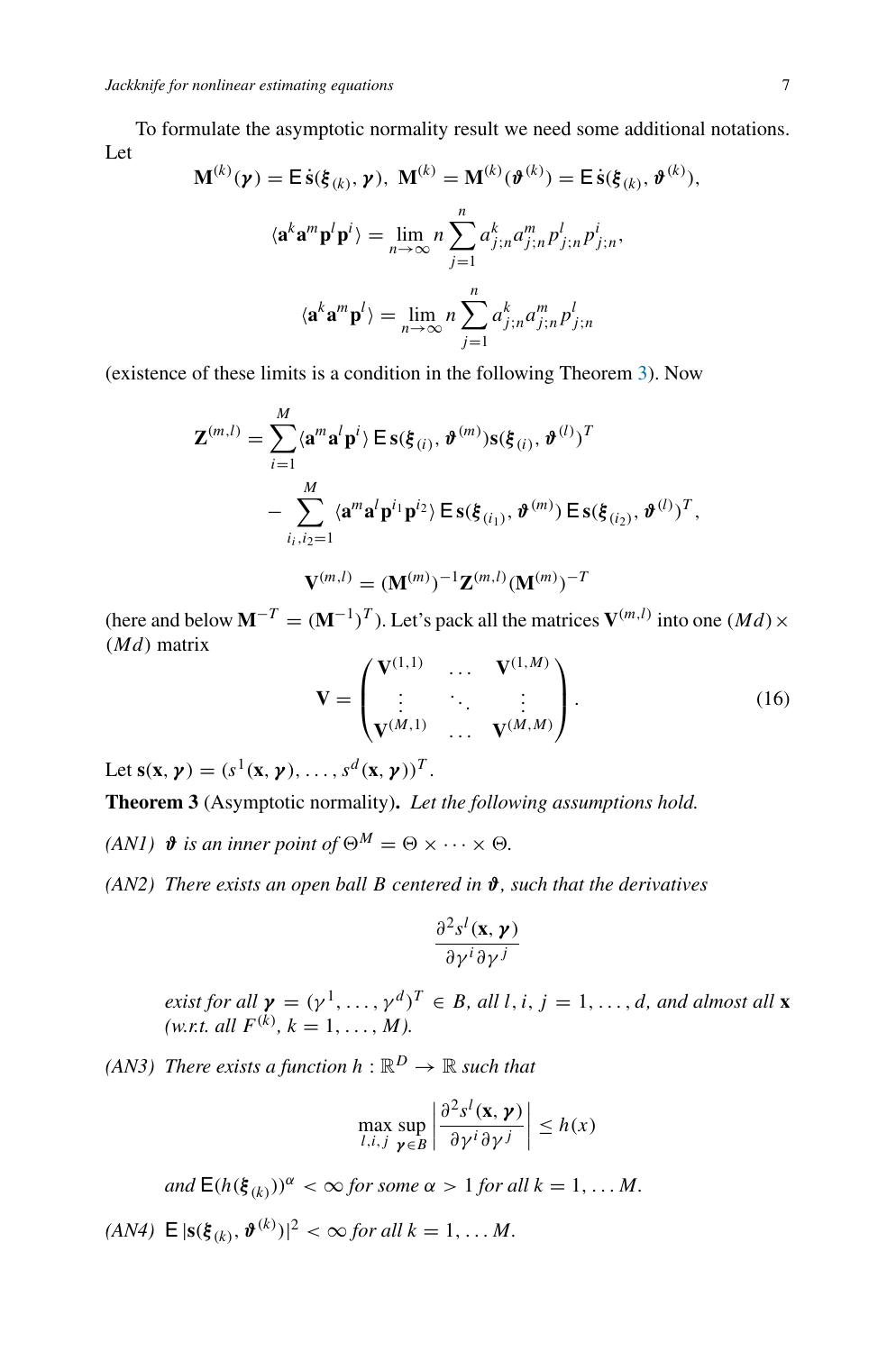To formulate the asymptotic normality result we need some additional notations. Let

$$\mathbf{M}^{(k)}(\boldsymbol{\gamma}) = \mathsf{E}\,\dot{\mathbf{s}}(\boldsymbol{\xi}_{(k)}, \boldsymbol{\gamma}),\ \mathbf{M}^{(k)} = \mathbf{M}^{(k)}(\boldsymbol{\vartheta}^{(k)}) = \mathsf{E}\,\dot{\mathbf{s}}(\boldsymbol{\xi}_{(k)}, \boldsymbol{\vartheta}^{(k)}),$$

$$\langle \mathbf{a}^k \mathbf{a}^m \mathbf{p}^l \mathbf{p}^i \rangle = \lim_{n\to\infty} n \sum_{j=1}^n a^k_{j;n} a^m_{j;n} p^l_{j;n} p^i_{j;n},$$

$$\langle \mathbf{a}^k \mathbf{a}^m \mathbf{p}^l \rangle = \lim_{n\to\infty} n \sum_{j=1}^n a^k_{j;n} a^m_{j;n} p^l_{j;n}$$

(existence of these limits is a condition in the following Theorem 3). Now

$$\mathbf{Z}^{(m,l)} = \sum_{i=1}^M \langle \mathbf{a}^m \mathbf{a}^l \mathbf{p}^i \rangle\, \mathsf{E}\, \mathbf{s}(\boldsymbol{\xi}_{(i)}, \boldsymbol{\vartheta}^{(m)}) \mathbf{s}(\boldsymbol{\xi}_{(i)}, \boldsymbol{\vartheta}^{(l)})^T$$
$$- \sum_{i_i, i_2=1}^M \langle \mathbf{a}^m \mathbf{a}^l \mathbf{p}^{i_1} \mathbf{p}^{i_2} \rangle\, \mathsf{E}\, \mathbf{s}(\boldsymbol{\xi}_{(i_1)}, \boldsymbol{\vartheta}^{(m)})\, \mathsf{E}\, \mathbf{s}(\boldsymbol{\xi}_{(i_2)}, \boldsymbol{\vartheta}^{(l)})^T,$$

$$\mathbf{V}^{(m,l)} = (\mathbf{M}^{(m)})^{-1} \mathbf{Z}^{(m,l)} (\mathbf{M}^{(m)})^{-T}$$

(here and below $\mathbf{M}^{-T} = (\mathbf{M}^{-1})^T$). Let's pack all the matrices $\mathbf{V}^{(m,l)}$ into one $(Md) \times (Md)$ matrix

$$\mathbf{V} = \begin{pmatrix} \mathbf{V}^{(1,1)} & \dots & \mathbf{V}^{(1,M)} \\ \vdots & \ddots & \vdots \\ \mathbf{V}^{(M,1)} & \dots & \mathbf{V}^{(M,M)} \end{pmatrix}. \tag{16}$$

Let $\mathbf{s}(\mathbf{x}, \boldsymbol{\gamma}) = (s^1(\mathbf{x}, \boldsymbol{\gamma}), \dots, s^d(\mathbf{x}, \boldsymbol{\gamma}))^T$.

**Theorem 3** (Asymptotic normality)**.** *Let the following assumptions hold.*

*(AN1)* $\boldsymbol{\vartheta}$ *is an inner point of* $\Theta^M = \Theta \times \dots \times \Theta$.

*(AN2) There exists an open ball $B$ centered in $\boldsymbol{\vartheta}$, such that the derivatives*

$$\frac{\partial^2 s^l(\mathbf{x}, \boldsymbol{\gamma})}{\partial \gamma^i \partial \gamma^j}$$

*exist for all $\boldsymbol{\gamma} = (\gamma^1, \dots, \gamma^d)^T \in B$, all $l, i, j = 1, \dots, d$, and almost all $\mathbf{x}$ (w.r.t. all $F^{(k)}$, $k = 1, \dots, M$).*

*(AN3) There exists a function $h : \mathbb{R}^D \to \mathbb{R}$ such that*

$$\max_{l,i,j} \sup_{\boldsymbol{\gamma}\in B} \left| \frac{\partial^2 s^l(\mathbf{x}, \boldsymbol{\gamma})}{\partial \gamma^i \partial \gamma^j} \right| \le h(x)$$

*and $\mathsf{E}(h(\boldsymbol{\xi}_{(k)}))^\alpha < \infty$ for some $\alpha > 1$ for all $k = 1, \dots M$.*

*(AN4)* $\mathsf{E}\,|\mathbf{s}(\boldsymbol{\xi}_{(k)}, \boldsymbol{\vartheta}^{(k)})|^2 < \infty$ *for all* $k = 1, \dots M$.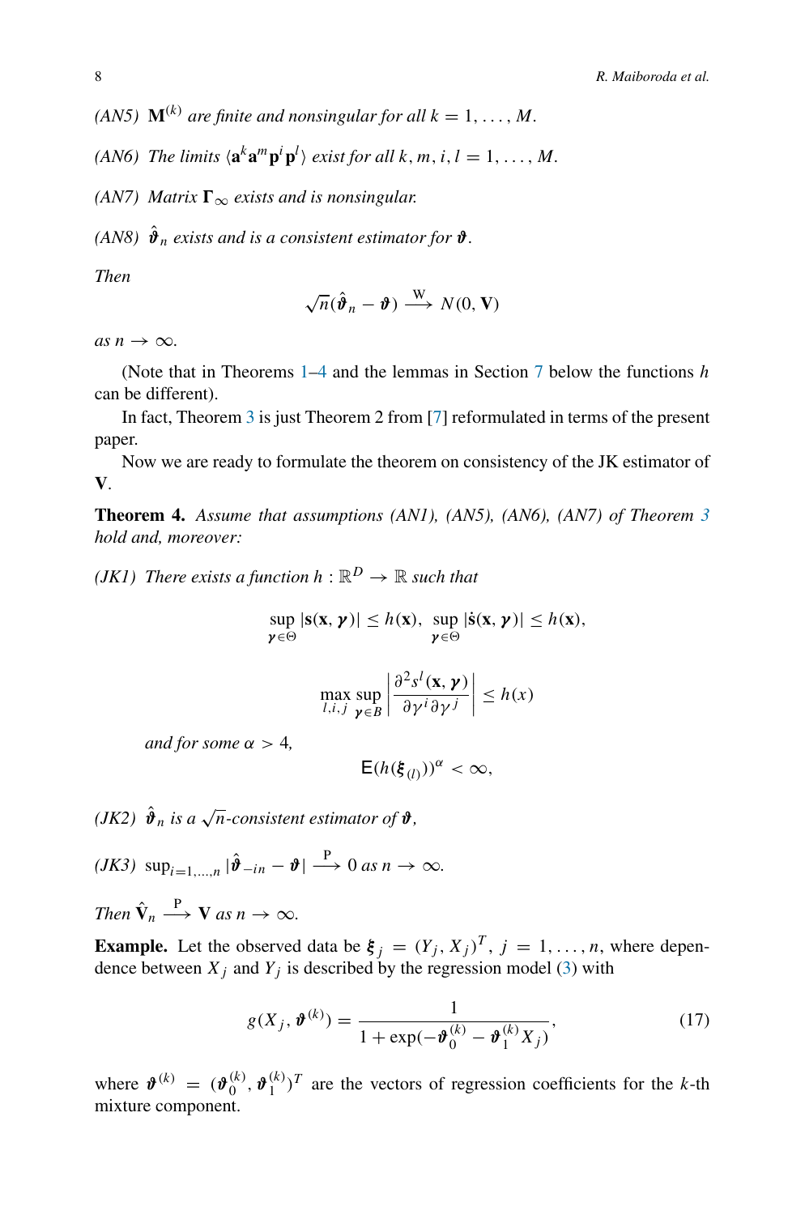*(AN5)* $\mathbf{M}^{(k)}$ *are finite and nonsingular for all* $k = 1, \ldots, M$.

*(AN6)* *The limits* $\langle \mathbf{a}^k \mathbf{a}^m \mathbf{p}^i \mathbf{p}^l \rangle$ *exist for all* $k, m, i, l = 1, \ldots, M$.

*(AN7)* *Matrix* $\boldsymbol{\Gamma}_\infty$ *exists and is nonsingular.*

*(AN8)* $\hat{\boldsymbol{\vartheta}}_n$ *exists and is a consistent estimator for* $\boldsymbol{\vartheta}$.

*Then*

$$\sqrt{n}(\hat{\boldsymbol{\vartheta}}_n - \boldsymbol{\vartheta}) \xrightarrow{\text{W}} N(0, \mathbf{V})$$

*as* $n \to \infty$.

(Note that in Theorems 1–4 and the lemmas in Section 7 below the functions $h$ can be different).

In fact, Theorem 3 is just Theorem 2 from [7] reformulated in terms of the present paper.

Now we are ready to formulate the theorem on consistency of the JK estimator of $\mathbf{V}$.

**Theorem 4.** *Assume that assumptions (AN1), (AN5), (AN6), (AN7) of Theorem 3 hold and, moreover:*

*(JK1)* *There exists a function* $h : \mathbb{R}^D \to \mathbb{R}$ *such that*

$$\sup_{\boldsymbol{\gamma} \in \Theta} |\mathbf{s}(\mathbf{x}, \boldsymbol{\gamma})| \le h(\mathbf{x}), \ \sup_{\boldsymbol{\gamma} \in \Theta} |\dot{\mathbf{s}}(\mathbf{x}, \boldsymbol{\gamma})| \le h(\mathbf{x}),$$

$$\max_{l,i,j} \sup_{\boldsymbol{\gamma} \in B} \left| \frac{\partial^2 s^l(\mathbf{x}, \boldsymbol{\gamma})}{\partial \gamma^i \partial \gamma^j} \right| \le h(x)$$

*and for some* $\alpha > 4$,

$$\mathsf{E}(h(\boldsymbol{\xi}_{(l)}))^\alpha < \infty,$$

*(JK2)* $\hat{\boldsymbol{\vartheta}}_n$ *is a* $\sqrt{n}$*-consistent estimator of* $\boldsymbol{\vartheta}$,

*(JK3)* $\sup_{i=1,\ldots,n} |\hat{\boldsymbol{\vartheta}}_{-in} - \boldsymbol{\vartheta}| \xrightarrow{\text{P}} 0$ *as* $n \to \infty$.

*Then* $\hat{\mathbf{V}}_n \xrightarrow{\text{P}} \mathbf{V}$ *as* $n \to \infty$.

**Example.** Let the observed data be $\boldsymbol{\xi}_j = (Y_j, X_j)^T$, $j = 1, \ldots, n$, where dependence between $X_j$ and $Y_j$ is described by the regression model (3) with

$$g(X_j, \boldsymbol{\vartheta}^{(k)}) = \frac{1}{1 + \exp(-\vartheta_0^{(k)} - \vartheta_1^{(k)} X_j)}, \tag{17}$$

where $\boldsymbol{\vartheta}^{(k)} = (\vartheta_0^{(k)}, \vartheta_1^{(k)})^T$ are the vectors of regression coefficients for the $k$-th mixture component.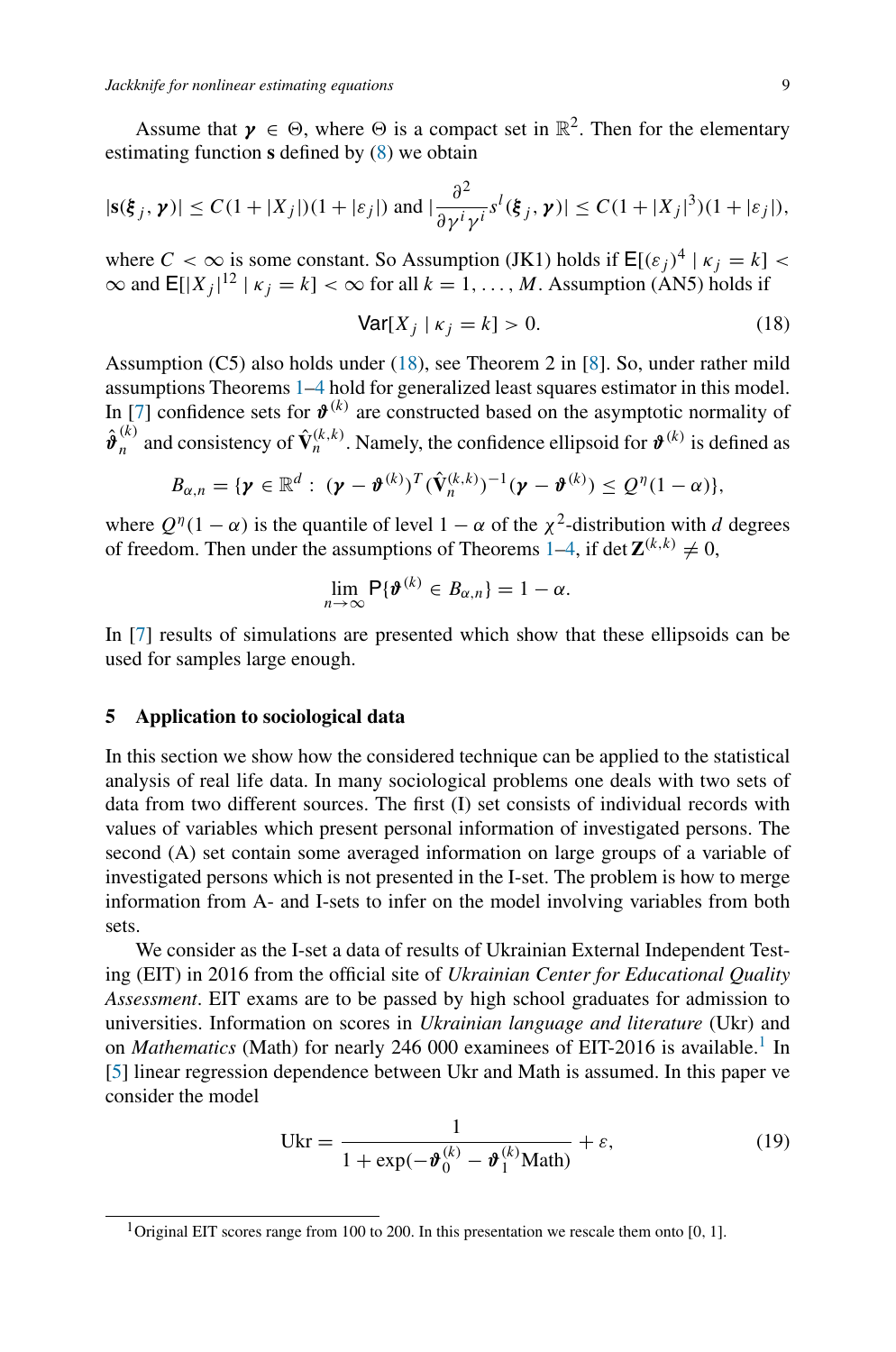Assume that $\boldsymbol{\gamma} \in \Theta$, where $\Theta$ is a compact set in $\mathbb{R}^2$. Then for the elementary estimating function $\mathbf{s}$ defined by (8) we obtain

$$|\mathbf{s}(\boldsymbol{\xi}_j, \boldsymbol{\gamma})| \le C(1 + |X_j|)(1 + |\varepsilon_j|) \text{ and } \left|\frac{\partial^2}{\partial \gamma^i \gamma^i} s^l(\boldsymbol{\xi}_j, \boldsymbol{\gamma})\right| \le C(1 + |X_j|^3)(1 + |\varepsilon_j|),$$

where $C < \infty$ is some constant. So Assumption (JK1) holds if $\mathsf{E}[(\varepsilon_j)^4 \mid \kappa_j = k] < \infty$ and $\mathsf{E}[|X_j|^{12} \mid \kappa_j = k] < \infty$ for all $k = 1, \ldots, M$. Assumption (AN5) holds if

$$\mathsf{Var}[X_j \mid \kappa_j = k] > 0. \tag{18}$$

Assumption (C5) also holds under (18), see Theorem 2 in [8]. So, under rather mild assumptions Theorems 1–4 hold for generalized least squares estimator in this model. In [7] confidence sets for $\boldsymbol{\vartheta}^{(k)}$ are constructed based on the asymptotic normality of $\hat{\boldsymbol{\vartheta}}_n^{(k)}$ and consistency of $\hat{\mathbf{V}}_n^{(k,k)}$. Namely, the confidence ellipsoid for $\boldsymbol{\vartheta}^{(k)}$ is defined as

$$B_{\alpha,n} = \{\boldsymbol{\gamma} \in \mathbb{R}^d : (\boldsymbol{\gamma} - \boldsymbol{\vartheta}^{(k)})^T (\hat{\mathbf{V}}_n^{(k,k)})^{-1} (\boldsymbol{\gamma} - \boldsymbol{\vartheta}^{(k)}) \le Q^\eta(1 - \alpha)\},$$

where $Q^\eta(1 - \alpha)$ is the quantile of level $1 - \alpha$ of the $\chi^2$-distribution with $d$ degrees of freedom. Then under the assumptions of Theorems 1–4, if $\det \mathbf{Z}^{(k,k)} \neq 0$,

$$\lim_{n \to \infty} \mathsf{P}\{\boldsymbol{\vartheta}^{(k)} \in B_{\alpha,n}\} = 1 - \alpha.$$

In [7] results of simulations are presented which show that these ellipsoids can be used for samples large enough.

## 5 Application to sociological data

In this section we show how the considered technique can be applied to the statistical analysis of real life data. In many sociological problems one deals with two sets of data from two different sources. The first (I) set consists of individual records with values of variables which present personal information of investigated persons. The second (A) set contain some averaged information on large groups of a variable of investigated persons which is not presented in the I-set. The problem is how to merge information from A- and I-sets to infer on the model involving variables from both sets.

We consider as the I-set a data of results of Ukrainian External Independent Testing (EIT) in 2016 from the official site of *Ukrainian Center for Educational Quality Assessment*. EIT exams are to be passed by high school graduates for admission to universities. Information on scores in *Ukrainian language and literature* (Ukr) and on *Mathematics* (Math) for nearly 246 000 examinees of EIT-2016 is available.[1] In [5] linear regression dependence between Ukr and Math is assumed. In this paper ve consider the model

$$\text{Ukr} = \frac{1}{1 + \exp(-\vartheta_0^{(k)} - \vartheta_1^{(k)}\text{Math})} + \varepsilon, \tag{19}$$

[1] Original EIT scores range from 100 to 200. In this presentation we rescale them onto [0, 1].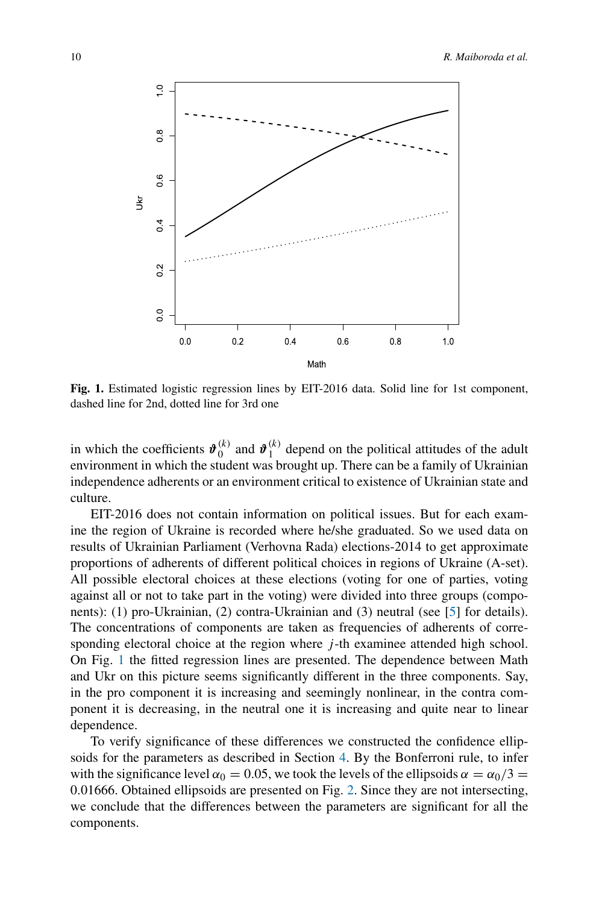Fig. 1. Estimated logistic regression lines by EIT-2016 data. Solid line for 1st component, dashed line for 2nd, dotted line for 3rd one

in which the coefficients $\vartheta_0^{(k)}$ and $\vartheta_1^{(k)}$ depend on the political attitudes of the adult environment in which the student was brought up. There can be a family of Ukrainian independence adherents or an environment critical to existence of Ukrainian state and culture.

EIT-2016 does not contain information on political issues. But for each examine the region of Ukraine is recorded where he/she graduated. So we used data on results of Ukrainian Parliament (Verhovna Rada) elections-2014 to get approximate proportions of adherents of different political choices in regions of Ukraine (A-set). All possible electoral choices at these elections (voting for one of parties, voting against all or not to take part in the voting) were divided into three groups (components): (1) pro-Ukrainian, (2) contra-Ukrainian and (3) neutral (see [5] for details). The concentrations of components are taken as frequencies of adherents of corresponding electoral choice at the region where $j$-th examinee attended high school. On Fig. 1 the fitted regression lines are presented. The dependence between Math and Ukr on this picture seems significantly different in the three components. Say, in the pro component it is increasing and seemingly nonlinear, in the contra component it is decreasing, in the neutral one it is increasing and quite near to linear dependence.

To verify significance of these differences we constructed the confidence ellipsoids for the parameters as described in Section 4. By the Bonferroni rule, to infer with the significance level $\alpha_0 = 0.05$, we took the levels of the ellipsoids $\alpha = \alpha_0/3 = 0.01666$. Obtained ellipsoids are presented on Fig. 2. Since they are not intersecting, we conclude that the differences between the parameters are significant for all the components.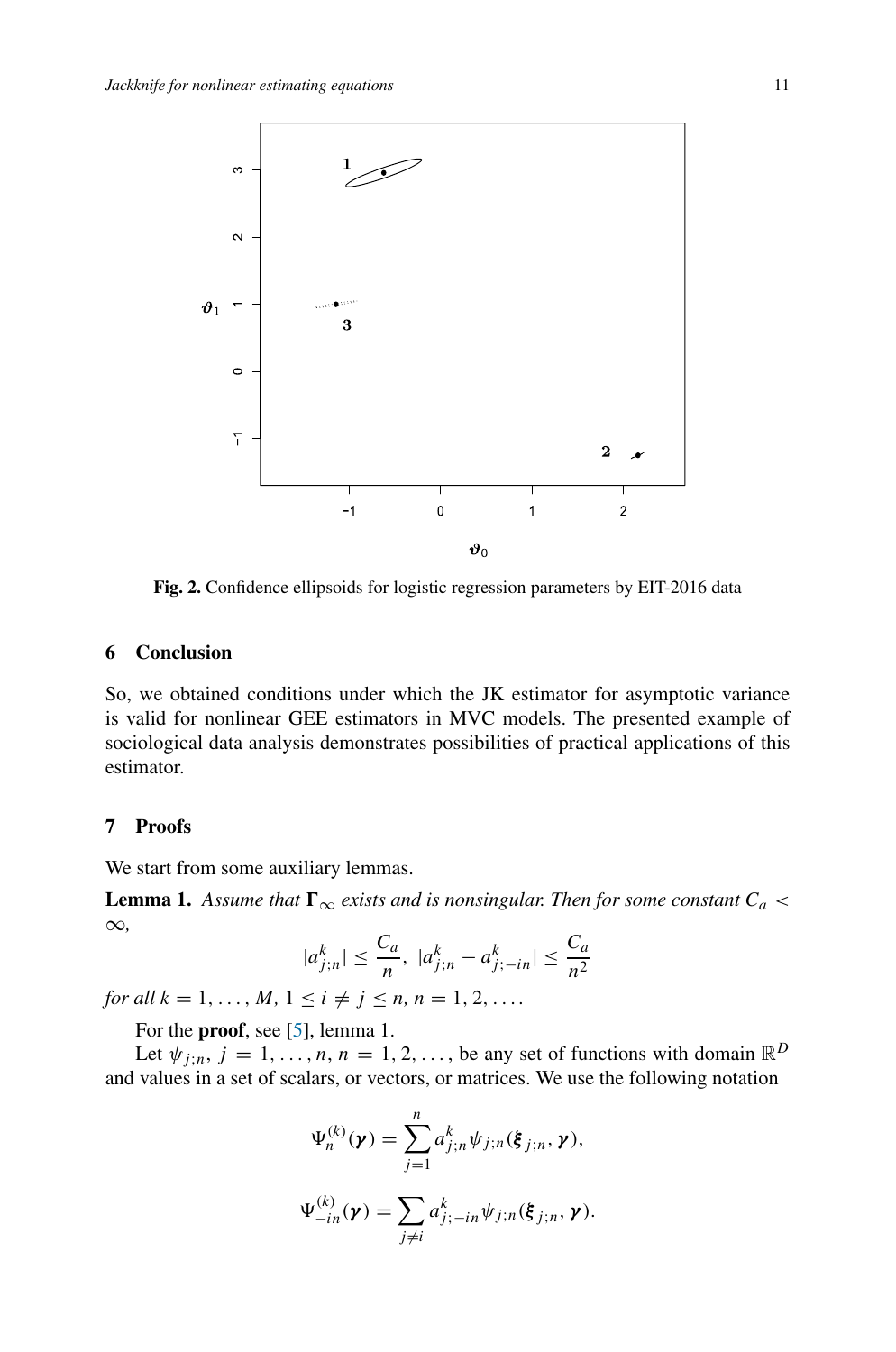Fig. 2. Confidence ellipsoids for logistic regression parameters by EIT-2016 data

## 6 Conclusion

So, we obtained conditions under which the JK estimator for asymptotic variance is valid for nonlinear GEE estimators in MVC models. The presented example of sociological data analysis demonstrates possibilities of practical applications of this estimator.

## 7 Proofs

We start from some auxiliary lemmas.

**Lemma 1.** *Assume that $\mathbf{\Gamma}_\infty$ exists and is nonsingular. Then for some constant $C_a < \infty$,*

$$|a^k_{j;n}| \le \frac{C_a}{n},\ |a^k_{j;n} - a^k_{j;-in}| \le \frac{C_a}{n^2}$$

*for all $k = 1, \dots, M$, $1 \le i \ne j \le n$, $n = 1, 2, \dots$.*

For the **proof**, see [5], lemma 1.

Let $\psi_{j;n}$, $j = 1, \dots, n$, $n = 1, 2, \dots$, be any set of functions with domain $\mathbb{R}^D$ and values in a set of scalars, or vectors, or matrices. We use the following notation

$$\Psi^{(k)}_n(\boldsymbol{\gamma}) = \sum_{j=1}^n a^k_{j;n}\psi_{j;n}(\boldsymbol{\xi}_{j;n}, \boldsymbol{\gamma}),$$

$$\Psi^{(k)}_{-in}(\boldsymbol{\gamma}) = \sum_{j\ne i} a^k_{j;-in}\psi_{j;n}(\boldsymbol{\xi}_{j;n}, \boldsymbol{\gamma}).$$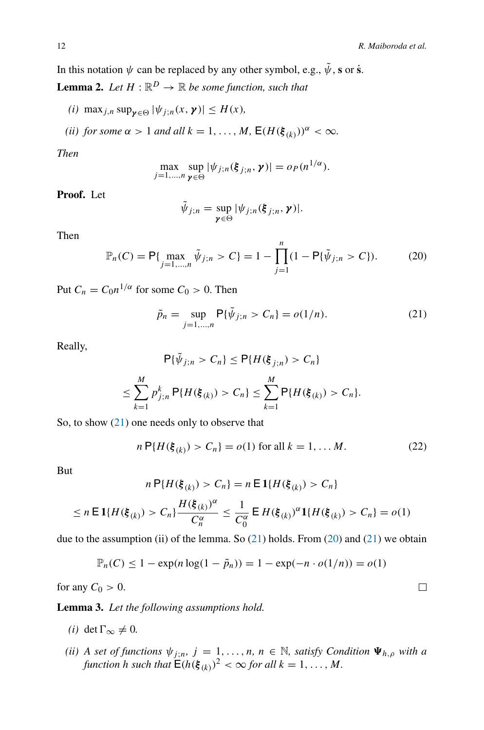In this notation $\psi$ can be replaced by any other symbol, e.g., $\tilde{\psi}$, $\mathbf{s}$ or $\dot{\mathbf{s}}$.

**Lemma 2.** *Let $H : \mathbb{R}^D \to \mathbb{R}$ be some function, such that*

*(i)* $\max_{j,n} \sup_{\boldsymbol{\gamma} \in \Theta} |\psi_{j;n}(x, \boldsymbol{\gamma})| \le H(x)$,

*(ii) for some $\alpha > 1$ and all $k = 1, \ldots, M$,* $\mathsf{E}(H(\boldsymbol{\xi}_{(k)}))^\alpha < \infty$.

*Then*

$$\max_{j=1,\ldots,n} \sup_{\boldsymbol{\gamma} \in \Theta} |\psi_{j;n}(\boldsymbol{\xi}_{j;n}, \boldsymbol{\gamma})| = o_P(n^{1/\alpha}).$$

**Proof.** Let

$$\tilde{\psi}_{j;n} = \sup_{\boldsymbol{\gamma} \in \Theta} |\psi_{j;n}(\boldsymbol{\xi}_{j;n}, \boldsymbol{\gamma})|.$$

Then

$$\mathbb{P}_n(C) = \mathsf{P}\{\max_{j=1,\ldots,n} \tilde{\psi}_{j;n} > C\} = 1 - \prod_{j=1}^{n} (1 - \mathsf{P}\{\tilde{\psi}_{j;n} > C\}). \tag{20}$$

Put $C_n = C_0 n^{1/\alpha}$ for some $C_0 > 0$. Then

$$\tilde{p}_n = \sup_{j=1,\ldots,n} \mathsf{P}\{\tilde{\psi}_{j;n} > C_n\} = o(1/n). \tag{21}$$

Really,

$$\mathsf{P}\{\tilde{\psi}_{j;n} > C_n\} \le \mathsf{P}\{H(\boldsymbol{\xi}_{j;n}) > C_n\}$$

$$\le \sum_{k=1}^{M} p_{j;n}^{k} \, \mathsf{P}\{H(\boldsymbol{\xi}_{(k)}) > C_n\} \le \sum_{k=1}^{M} \mathsf{P}\{H(\boldsymbol{\xi}_{(k)}) > C_n\}.$$

So, to show (21) one needs only to observe that

$$n\, \mathsf{P}\{H(\boldsymbol{\xi}_{(k)}) > C_n\} = o(1) \text{ for all } k = 1, \ldots M. \tag{22}$$

But

$$n\, \mathsf{P}\{H(\boldsymbol{\xi}_{(k)}) > C_n\} = n\, \mathsf{E}\, \mathbf{1}\{H(\boldsymbol{\xi}_{(k)}) > C_n\}$$

$$\le n\, \mathsf{E}\, \mathbf{1}\{H(\boldsymbol{\xi}_{(k)}) > C_n\} \frac{H(\boldsymbol{\xi}_{(k)})^\alpha}{C_n^\alpha} \le \frac{1}{C_0^\alpha} \mathsf{E}\, H(\boldsymbol{\xi}_{(k)})^\alpha \mathbf{1}\{H(\boldsymbol{\xi}_{(k)}) > C_n\} = o(1)$$

due to the assumption (ii) of the lemma. So (21) holds. From (20) and (21) we obtain

$$\mathbb{P}_n(C) \le 1 - \exp(n \log(1 - \tilde{p}_n)) = 1 - \exp(-n \cdot o(1/n)) = o(1)$$

for any $C_0 > 0$. □

**Lemma 3.** *Let the following assumptions hold.*

*(i)* $\det \Gamma_\infty \neq 0$.

*(ii) A set of functions $\psi_{j;n}$, $j = 1, \ldots, n$, $n \in \mathbb{N}$, satisfy Condition $\boldsymbol{\Psi}_{h,\rho}$ with a function $h$ such that* $\mathsf{E}(h(\boldsymbol{\xi}_{(k)})^2 < \infty$ *for all $k = 1, \ldots, M$.*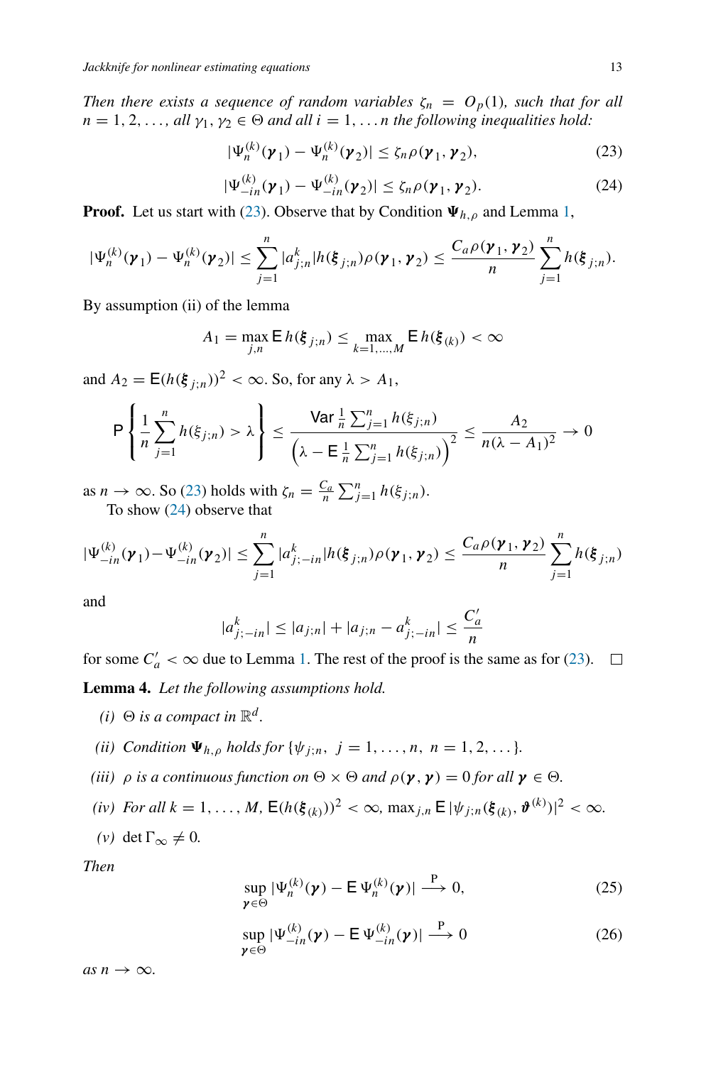*Then there exists a sequence of random variables* $\zeta_n = O_p(1)$*, such that for all* $n = 1, 2, \dots,$ *all* $\gamma_1, \gamma_2 \in \Theta$ *and all* $i = 1, \dots n$ *the following inequalities hold:*

$$|\Psi_n^{(k)}(\boldsymbol{\gamma}_1) - \Psi_n^{(k)}(\boldsymbol{\gamma}_2)| \le \zeta_n \rho(\boldsymbol{\gamma}_1, \boldsymbol{\gamma}_2), \tag{23}$$

$$|\Psi_{-in}^{(k)}(\boldsymbol{\gamma}_1) - \Psi_{-in}^{(k)}(\boldsymbol{\gamma}_2)| \le \zeta_n \rho(\boldsymbol{\gamma}_1, \boldsymbol{\gamma}_2). \tag{24}$$

**Proof.** Let us start with (23). Observe that by Condition $\boldsymbol{\Psi}_{h,\rho}$ and Lemma 1,

$$|\Psi_n^{(k)}(\boldsymbol{\gamma}_1) - \Psi_n^{(k)}(\boldsymbol{\gamma}_2)| \le \sum_{j=1}^n |a_{j;n}^k| h(\boldsymbol{\xi}_{j;n}) \rho(\boldsymbol{\gamma}_1, \boldsymbol{\gamma}_2) \le \frac{C_a \rho(\boldsymbol{\gamma}_1, \boldsymbol{\gamma}_2)}{n} \sum_{j=1}^n h(\boldsymbol{\xi}_{j;n}).$$

By assumption (ii) of the lemma

$$A_1 = \max_{j,n} \mathsf{E}\, h(\boldsymbol{\xi}_{j;n}) \le \max_{k=1,\dots,M} \mathsf{E}\, h(\boldsymbol{\xi}_{(k)}) < \infty$$

and $A_2 = \mathsf{E}(h(\boldsymbol{\xi}_{j;n}))^2 < \infty$. So, for any $\lambda > A_1$,

$$\mathsf{P}\left\{ \frac{1}{n} \sum_{j=1}^n h(\xi_{j;n}) > \lambda \right\} \le \frac{\mathsf{Var}\, \frac{1}{n} \sum_{j=1}^n h(\xi_{j;n})}{\left(\lambda - \mathsf{E}\, \frac{1}{n} \sum_{j=1}^n h(\xi_{j;n})\right)^2} \le \frac{A_2}{n(\lambda - A_1)^2} \to 0$$

as $n \to \infty$. So (23) holds with $\zeta_n = \frac{C_a}{n} \sum_{j=1}^n h(\xi_{j;n})$.

To show (24) observe that

$$|\Psi_{-in}^{(k)}(\boldsymbol{\gamma}_1) - \Psi_{-in}^{(k)}(\boldsymbol{\gamma}_2)| \le \sum_{j=1}^n |a_{j;-in}^k| h(\boldsymbol{\xi}_{j;n}) \rho(\boldsymbol{\gamma}_1, \boldsymbol{\gamma}_2) \le \frac{C_a \rho(\boldsymbol{\gamma}_1, \boldsymbol{\gamma}_2)}{n} \sum_{j=1}^n h(\boldsymbol{\xi}_{j;n})$$

and

$$|a_{j;-in}^k| \le |a_{j;n}| + |a_{j;n} - a_{j;-in}^k| \le \frac{C_a'}{n}$$

for some $C_a' < \infty$ due to Lemma 1. The rest of the proof is the same as for (23). □

**Lemma 4.** *Let the following assumptions hold.*

*(i)* $\Theta$ *is a compact in* $\mathbb{R}^d$.

*(ii) Condition* $\boldsymbol{\Psi}_{h,\rho}$ *holds for* $\{\psi_{j;n},\ j = 1, \dots, n,\ n = 1, 2, \dots\}$.

*(iii)* $\rho$ *is a continuous function on* $\Theta \times \Theta$ *and* $\rho(\boldsymbol{\gamma}, \boldsymbol{\gamma}) = 0$ *for all* $\boldsymbol{\gamma} \in \Theta$.

*(iv) For all* $k = 1, \dots, M$, $\mathsf{E}(h(\boldsymbol{\xi}_{(k)}))^2 < \infty$, $\max_{j,n} \mathsf{E}\, |\psi_{j;n}(\boldsymbol{\xi}_{(k)}, \boldsymbol{\vartheta}^{(k)})|^2 < \infty$.

*(v)* $\det \Gamma_\infty \neq 0$.

*Then*

$$\sup_{\boldsymbol{\gamma} \in \Theta} |\Psi_n^{(k)}(\boldsymbol{\gamma}) - \mathsf{E}\, \Psi_n^{(k)}(\boldsymbol{\gamma})| \xrightarrow{\text{P}} 0, \tag{25}$$

$$\sup_{\boldsymbol{\gamma} \in \Theta} |\Psi_{-in}^{(k)}(\boldsymbol{\gamma}) - \mathsf{E}\, \Psi_{-in}^{(k)}(\boldsymbol{\gamma})| \xrightarrow{\text{P}} 0 \tag{26}$$

*as* $n \to \infty$.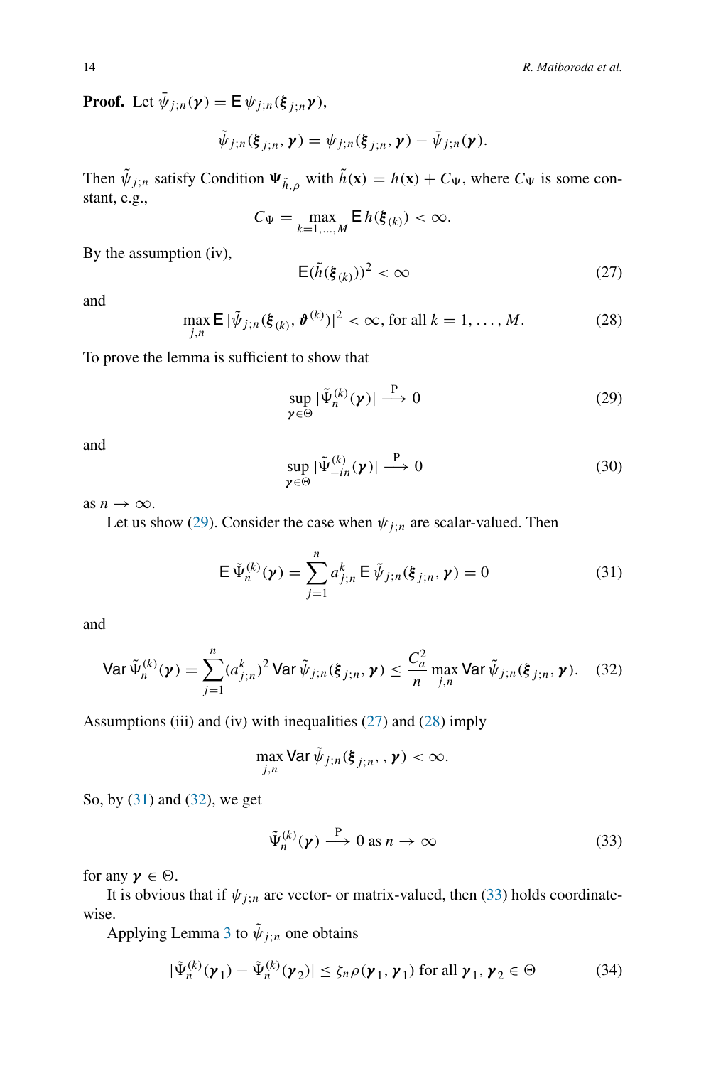**Proof.** Let $\bar{\psi}_{j;n}(\boldsymbol{\gamma}) = \mathsf{E}\,\psi_{j;n}(\boldsymbol{\xi}_{j;n}\boldsymbol{\gamma})$,

$$\tilde{\psi}_{j;n}(\boldsymbol{\xi}_{j;n}, \boldsymbol{\gamma}) = \psi_{j;n}(\boldsymbol{\xi}_{j;n}, \boldsymbol{\gamma}) - \bar{\psi}_{j;n}(\boldsymbol{\gamma}).$$

Then $\tilde{\psi}_{j;n}$ satisfy Condition $\boldsymbol{\Psi}_{\tilde{h},\rho}$ with $\tilde{h}(\mathbf{x}) = h(\mathbf{x}) + C_\Psi$, where $C_\Psi$ is some constant, e.g.,

$$C_\Psi = \max_{k=1,\ldots,M} \mathsf{E}\,h(\boldsymbol{\xi}_{(k)}) < \infty.$$

By the assumption (iv),

$$\mathsf{E}(\tilde{h}(\boldsymbol{\xi}_{(k)}))^2 < \infty \tag{27}$$

and

$$\max_{j,n} \mathsf{E}\,|\tilde{\psi}_{j;n}(\boldsymbol{\xi}_{(k)}, \boldsymbol{\vartheta}^{(k)})|^2 < \infty, \text{ for all } k = 1, \ldots, M. \tag{28}$$

To prove the lemma is sufficient to show that

$$\sup_{\boldsymbol{\gamma}\in\Theta} |\tilde{\Psi}_n^{(k)}(\boldsymbol{\gamma})| \xrightarrow{\text{P}} 0 \tag{29}$$

and

$$\sup_{\boldsymbol{\gamma}\in\Theta} |\tilde{\Psi}_{-in}^{(k)}(\boldsymbol{\gamma})| \xrightarrow{\text{P}} 0 \tag{30}$$

as $n \to \infty$.

Let us show (29). Consider the case when $\psi_{j;n}$ are scalar-valued. Then

$$\mathsf{E}\,\tilde{\Psi}_n^{(k)}(\boldsymbol{\gamma}) = \sum_{j=1}^{n} a_{j;n}^{k}\,\mathsf{E}\,\tilde{\psi}_{j;n}(\boldsymbol{\xi}_{j;n}, \boldsymbol{\gamma}) = 0 \tag{31}$$

and

$$\mathsf{Var}\,\tilde{\Psi}_n^{(k)}(\boldsymbol{\gamma}) = \sum_{j=1}^{n} (a_{j;n}^{k})^2\,\mathsf{Var}\,\tilde{\psi}_{j;n}(\boldsymbol{\xi}_{j;n}, \boldsymbol{\gamma}) \le \frac{C_a^2}{n} \max_{j,n} \mathsf{Var}\,\tilde{\psi}_{j;n}(\boldsymbol{\xi}_{j;n}, \boldsymbol{\gamma}). \tag{32}$$

Assumptions (iii) and (iv) with inequalities (27) and (28) imply

$$\max_{j,n} \mathsf{Var}\,\tilde{\psi}_{j;n}(\boldsymbol{\xi}_{j;n}, , \boldsymbol{\gamma}) < \infty.$$

So, by (31) and (32), we get

$$\tilde{\Psi}_n^{(k)}(\boldsymbol{\gamma}) \xrightarrow{\text{P}} 0 \text{ as } n \to \infty \tag{33}$$

for any $\boldsymbol{\gamma} \in \Theta$.

It is obvious that if $\psi_{j;n}$ are vector- or matrix-valued, then (33) holds coordinatewise.

Applying Lemma 3 to $\tilde{\psi}_{j;n}$ one obtains

$$|\tilde{\Psi}_n^{(k)}(\boldsymbol{\gamma}_1) - \tilde{\Psi}_n^{(k)}(\boldsymbol{\gamma}_2)| \le \zeta_n \rho(\boldsymbol{\gamma}_1, \boldsymbol{\gamma}_1) \text{ for all } \boldsymbol{\gamma}_1, \boldsymbol{\gamma}_2 \in \Theta \tag{34}$$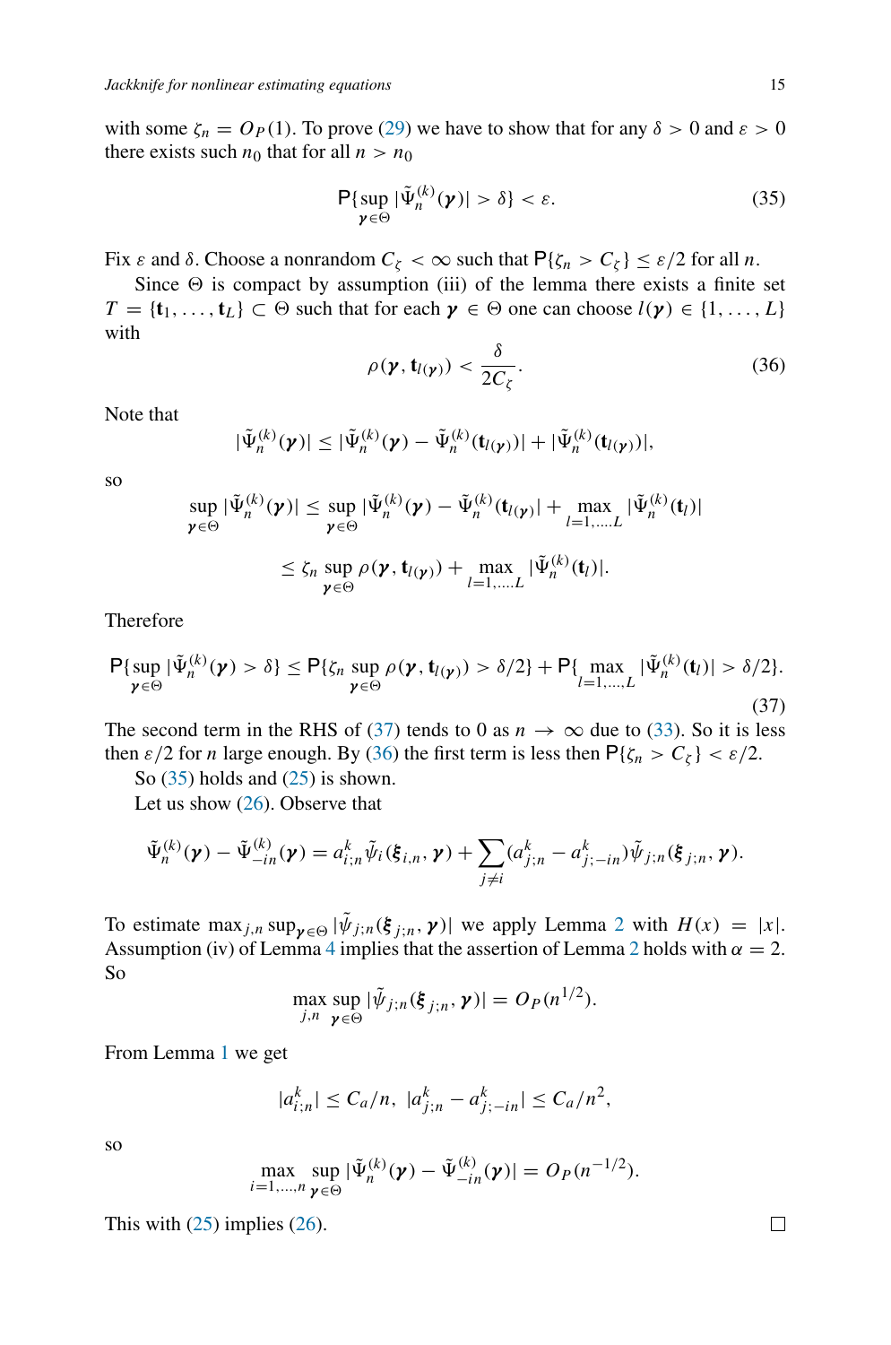with some $\zeta_n = O_P(1)$. To prove (29) we have to show that for any $\delta > 0$ and $\varepsilon > 0$ there exists such $n_0$ that for all $n > n_0$

$$\mathsf{P}\{\sup_{\boldsymbol{\gamma}\in\Theta} |\tilde{\Psi}_n^{(k)}(\boldsymbol{\gamma})| > \delta\} < \varepsilon. \tag{35}$$

Fix $\varepsilon$ and $\delta$. Choose a nonrandom $C_\zeta < \infty$ such that $\mathsf{P}\{\zeta_n > C_\zeta\} \le \varepsilon/2$ for all $n$.

Since $\Theta$ is compact by assumption (iii) of the lemma there exists a finite set $T = \{\mathbf{t}_1, \ldots, \mathbf{t}_L\} \subset \Theta$ such that for each $\boldsymbol{\gamma} \in \Theta$ one can choose $l(\boldsymbol{\gamma}) \in \{1, \ldots, L\}$ with

$$\rho(\boldsymbol{\gamma}, \mathbf{t}_{l(\boldsymbol{\gamma})}) < \frac{\delta}{2C_\zeta}. \tag{36}$$

Note that

$$|\tilde{\Psi}_n^{(k)}(\boldsymbol{\gamma})| \le |\tilde{\Psi}_n^{(k)}(\boldsymbol{\gamma}) - \tilde{\Psi}_n^{(k)}(\mathbf{t}_{l(\boldsymbol{\gamma})})| + |\tilde{\Psi}_n^{(k)}(\mathbf{t}_{l(\boldsymbol{\gamma})})|,$$

so

$$\sup_{\boldsymbol{\gamma}\in\Theta} |\tilde{\Psi}_n^{(k)}(\boldsymbol{\gamma})| \le \sup_{\boldsymbol{\gamma}\in\Theta} |\tilde{\Psi}_n^{(k)}(\boldsymbol{\gamma}) - \tilde{\Psi}_n^{(k)}(\mathbf{t}_{l(\boldsymbol{\gamma})}| + \max_{l=1,\ldots,L} |\tilde{\Psi}_n^{(k)}(\mathbf{t}_l)|$$

$$\le \zeta_n \sup_{\boldsymbol{\gamma}\in\Theta} \rho(\boldsymbol{\gamma}, \mathbf{t}_{l(\boldsymbol{\gamma})}) + \max_{l=1,\ldots,L} |\tilde{\Psi}_n^{(k)}(\mathbf{t}_l)|.$$

Therefore

$$\mathsf{P}\{\sup_{\boldsymbol{\gamma}\in\Theta} |\tilde{\Psi}_n^{(k)}(\boldsymbol{\gamma}) > \delta\} \le \mathsf{P}\{\zeta_n \sup_{\boldsymbol{\gamma}\in\Theta} \rho(\boldsymbol{\gamma}, \mathbf{t}_{l(\boldsymbol{\gamma})}) > \delta/2\} + \mathsf{P}\{\max_{l=1,\ldots,L} |\tilde{\Psi}_n^{(k)}(\mathbf{t}_l)| > \delta/2\}. \tag{37}$$

The second term in the RHS of (37) tends to 0 as $n \to \infty$ due to (33). So it is less then $\varepsilon/2$ for $n$ large enough. By (36) the first term is less then $\mathsf{P}\{\zeta_n > C_\zeta\} < \varepsilon/2$.

So (35) holds and (25) is shown.

Let us show (26). Observe that

$$\tilde{\Psi}_n^{(k)}(\boldsymbol{\gamma}) - \tilde{\Psi}_{-in}^{(k)}(\boldsymbol{\gamma}) = a_{i;n}^k \tilde{\psi}_i(\boldsymbol{\xi}_{i,n}, \boldsymbol{\gamma}) + \sum_{j\ne i} (a_{j;n}^k - a_{j;-in}^k) \tilde{\psi}_{j;n}(\boldsymbol{\xi}_{j;n}, \boldsymbol{\gamma}).$$

To estimate $\max_{j,n} \sup_{\boldsymbol{\gamma}\in\Theta} |\tilde{\psi}_{j;n}(\boldsymbol{\xi}_{j;n}, \boldsymbol{\gamma})|$ we apply Lemma 2 with $H(x) = |x|$. Assumption (iv) of Lemma 4 implies that the assertion of Lemma 2 holds with $\alpha = 2$. So

$$\max_{j,n} \sup_{\boldsymbol{\gamma}\in\Theta} |\tilde{\psi}_{j;n}(\boldsymbol{\xi}_{j;n}, \boldsymbol{\gamma})| = O_P(n^{1/2}).$$

From Lemma 1 we get

$$|a_{i;n}^k| \le C_a/n, \;\; |a_{j;n}^k - a_{j;-in}^k| \le C_a/n^2,$$

so

$$\max_{i=1,\ldots,n} \sup_{\boldsymbol{\gamma}\in\Theta} |\tilde{\Psi}_n^{(k)}(\boldsymbol{\gamma}) - \tilde{\Psi}_{-in}^{(k)}(\boldsymbol{\gamma})| = O_P(n^{-1/2}).$$

This with (25) implies (26). □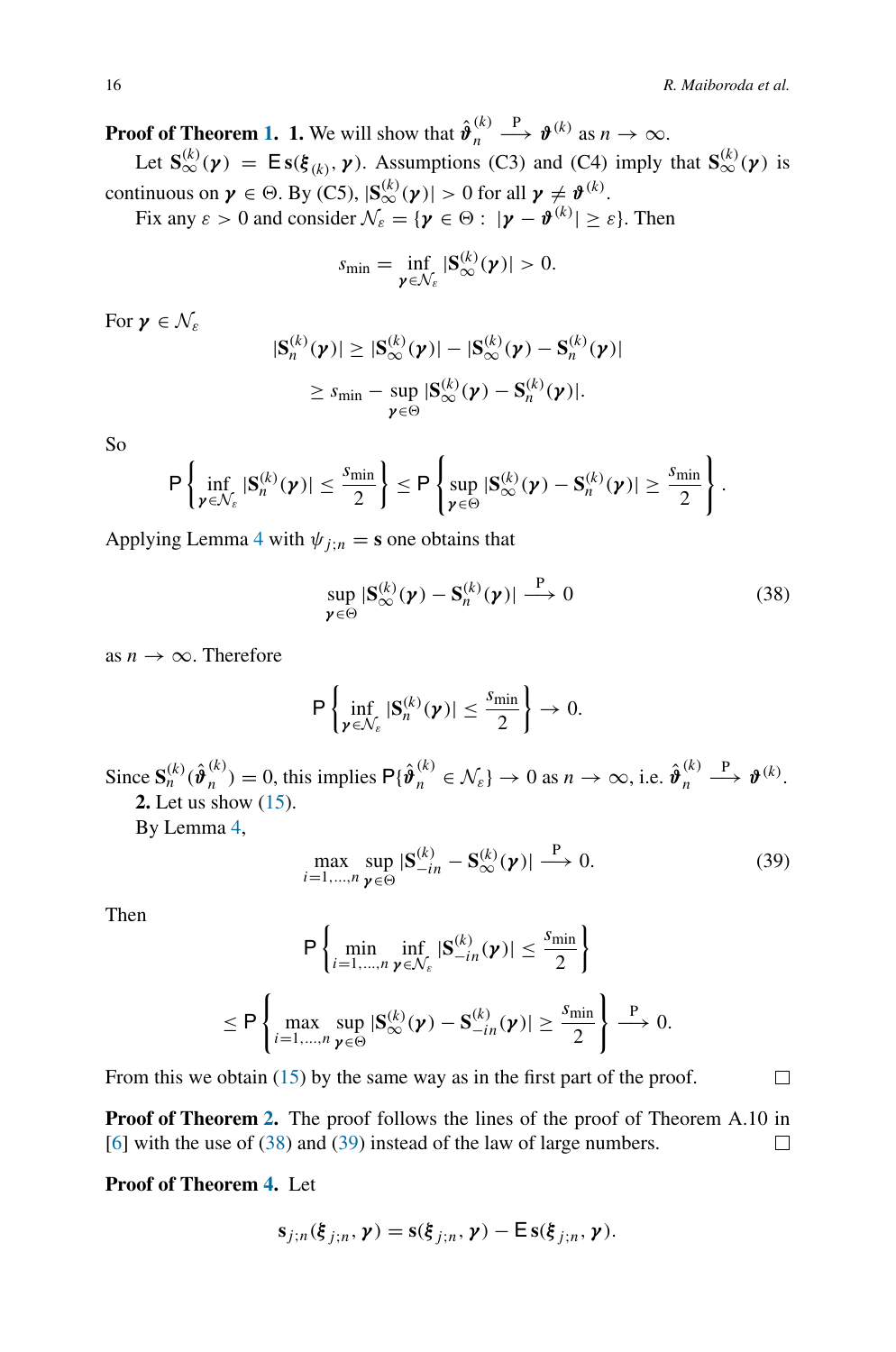**Proof of Theorem 1.** **1.** We will show that $\hat{\boldsymbol{\vartheta}}_n^{(k)} \xrightarrow{\text{P}} \boldsymbol{\vartheta}^{(k)}$ as $n \to \infty$.

Let $\mathbf{S}_\infty^{(k)}(\boldsymbol{\gamma}) = \mathsf{E}\,\mathbf{s}(\boldsymbol{\xi}_{(k)}, \boldsymbol{\gamma})$. Assumptions (C3) and (C4) imply that $\mathbf{S}_\infty^{(k)}(\boldsymbol{\gamma})$ is continuous on $\boldsymbol{\gamma} \in \Theta$. By (C5), $|\mathbf{S}_\infty^{(k)}(\boldsymbol{\gamma})| > 0$ for all $\boldsymbol{\gamma} \neq \boldsymbol{\vartheta}^{(k)}$.

Fix any $\varepsilon > 0$ and consider $\mathcal{N}_\varepsilon = \{\boldsymbol{\gamma} \in \Theta : |\boldsymbol{\gamma} - \boldsymbol{\vartheta}^{(k)}| \geq \varepsilon\}$. Then

$$s_{\min} = \inf_{\boldsymbol{\gamma} \in \mathcal{N}_\varepsilon} |\mathbf{S}_\infty^{(k)}(\boldsymbol{\gamma})| > 0.$$

For $\boldsymbol{\gamma} \in \mathcal{N}_\varepsilon$

$$|\mathbf{S}_n^{(k)}(\boldsymbol{\gamma})| \geq |\mathbf{S}_\infty^{(k)}(\boldsymbol{\gamma})| - |\mathbf{S}_\infty^{(k)}(\boldsymbol{\gamma}) - \mathbf{S}_n^{(k)}(\boldsymbol{\gamma})|$$
$$\geq s_{\min} - \sup_{\boldsymbol{\gamma} \in \Theta} |\mathbf{S}_\infty^{(k)}(\boldsymbol{\gamma}) - \mathbf{S}_n^{(k)}(\boldsymbol{\gamma})|.$$

So

$$\mathsf{P}\left\{\inf_{\boldsymbol{\gamma} \in \mathcal{N}_\varepsilon} |\mathbf{S}_n^{(k)}(\boldsymbol{\gamma})| \leq \frac{s_{\min}}{2}\right\} \leq \mathsf{P}\left\{\sup_{\boldsymbol{\gamma} \in \Theta} |\mathbf{S}_\infty^{(k)}(\boldsymbol{\gamma}) - \mathbf{S}_n^{(k)}(\boldsymbol{\gamma})| \geq \frac{s_{\min}}{2}\right\}.$$

Applying Lemma 4 with $\psi_{j;n} = \mathbf{s}$ one obtains that

$$\sup_{\boldsymbol{\gamma} \in \Theta} |\mathbf{S}_\infty^{(k)}(\boldsymbol{\gamma}) - \mathbf{S}_n^{(k)}(\boldsymbol{\gamma})| \xrightarrow{\text{P}} 0 \tag{38}$$

as $n \to \infty$. Therefore

$$\mathsf{P}\left\{\inf_{\boldsymbol{\gamma} \in \mathcal{N}_\varepsilon} |\mathbf{S}_n^{(k)}(\boldsymbol{\gamma})| \leq \frac{s_{\min}}{2}\right\} \to 0.$$

Since $\mathbf{S}_n^{(k)}(\hat{\boldsymbol{\vartheta}}_n^{(k)}) = 0$, this implies $\mathsf{P}\{\hat{\boldsymbol{\vartheta}}_n^{(k)} \in \mathcal{N}_\varepsilon\} \to 0$ as $n \to \infty$, i.e. $\hat{\boldsymbol{\vartheta}}_n^{(k)} \xrightarrow{\text{P}} \boldsymbol{\vartheta}^{(k)}$.

**2.** Let us show (15).

By Lemma 4,

$$\max_{i=1,\ldots,n} \sup_{\boldsymbol{\gamma} \in \Theta} |\mathbf{S}_{-in}^{(k)} - \mathbf{S}_\infty^{(k)}(\boldsymbol{\gamma})| \xrightarrow{\text{P}} 0. \tag{39}$$

Then

$$\mathsf{P}\left\{\min_{i=1,\ldots,n} \inf_{\boldsymbol{\gamma} \in \mathcal{N}_\varepsilon} |\mathbf{S}_{-in}^{(k)}(\boldsymbol{\gamma})| \leq \frac{s_{\min}}{2}\right\}$$
$$\leq \mathsf{P}\left\{\max_{i=1,\ldots,n} \sup_{\boldsymbol{\gamma} \in \Theta} |\mathbf{S}_\infty^{(k)}(\boldsymbol{\gamma}) - \mathbf{S}_{-in}^{(k)}(\boldsymbol{\gamma})| \geq \frac{s_{\min}}{2}\right\} \xrightarrow{\text{P}} 0.$$

From this we obtain (15) by the same way as in the first part of the proof. □

**Proof of Theorem 2.** The proof follows the lines of the proof of Theorem A.10 in [6] with the use of (38) and (39) instead of the law of large numbers. □

**Proof of Theorem 4.** Let

$$\mathbf{s}_{j;n}(\boldsymbol{\xi}_{j;n}, \boldsymbol{\gamma}) = \mathbf{s}(\boldsymbol{\xi}_{j;n}, \boldsymbol{\gamma}) - \mathsf{E}\,\mathbf{s}(\boldsymbol{\xi}_{j;n}, \boldsymbol{\gamma}).$$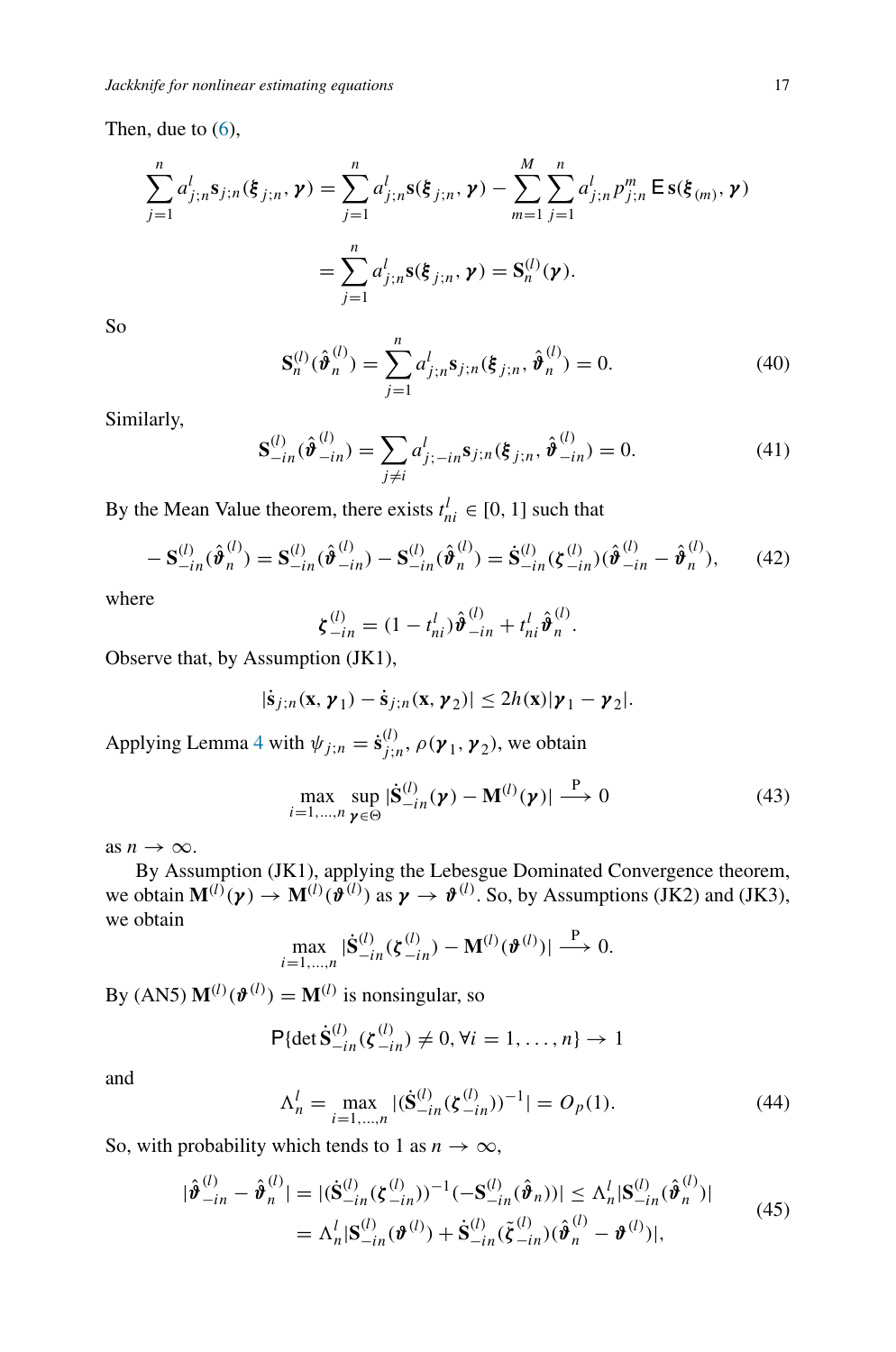Then, due to (6),

$$\sum_{j=1}^{n} a_{j;n}^{l} \mathbf{s}_{j;n}(\boldsymbol{\xi}_{j;n}, \boldsymbol{\gamma}) = \sum_{j=1}^{n} a_{j;n}^{l} \mathbf{s}(\boldsymbol{\xi}_{j;n}, \boldsymbol{\gamma}) - \sum_{m=1}^{M} \sum_{j=1}^{n} a_{j;n}^{l} p_{j;n}^{m} \, \mathsf{E}\, \mathbf{s}(\boldsymbol{\xi}_{(m)}, \boldsymbol{\gamma})$$

$$= \sum_{j=1}^{n} a_{j;n}^{l} \mathbf{s}(\boldsymbol{\xi}_{j;n}, \boldsymbol{\gamma}) = \mathbf{S}_{n}^{(l)}(\boldsymbol{\gamma}).$$

So

$$\mathbf{S}_{n}^{(l)}(\hat{\boldsymbol{\vartheta}}_{n}^{(l)}) = \sum_{j=1}^{n} a_{j;n}^{l} \mathbf{s}_{j;n}(\boldsymbol{\xi}_{j;n}, \hat{\boldsymbol{\vartheta}}_{n}^{(l)}) = 0. \tag{40}$$

Similarly,

$$\mathbf{S}_{-in}^{(l)}(\hat{\boldsymbol{\vartheta}}_{-in}^{(l)}) = \sum_{j \neq i} a_{j;-in}^{l} \mathbf{s}_{j;n}(\boldsymbol{\xi}_{j;n}, \hat{\boldsymbol{\vartheta}}_{-in}^{(l)}) = 0. \tag{41}$$

By the Mean Value theorem, there exists $t_{ni}^{l} \in [0, 1]$ such that

$$-\mathbf{S}_{-in}^{(l)}(\hat{\boldsymbol{\vartheta}}_{n}^{(l)}) = \mathbf{S}_{-in}^{(l)}(\hat{\boldsymbol{\vartheta}}_{-in}^{(l)}) - \mathbf{S}_{-in}^{(l)}(\hat{\boldsymbol{\vartheta}}_{n}^{(l)}) = \dot{\mathbf{S}}_{-in}^{(l)}(\boldsymbol{\zeta}_{-in}^{(l)})(\hat{\boldsymbol{\vartheta}}_{-in}^{(l)} - \hat{\boldsymbol{\vartheta}}_{n}^{(l)}), \tag{42}$$

where

$$\boldsymbol{\zeta}_{-in}^{(l)} = (1 - t_{ni}^{l})\hat{\boldsymbol{\vartheta}}_{-in}^{(l)} + t_{ni}^{l}\hat{\boldsymbol{\vartheta}}_{n}^{(l)}.$$

Observe that, by Assumption (JK1),

$$|\dot{\mathbf{s}}_{j;n}(\mathbf{x}, \boldsymbol{\gamma}_1) - \dot{\mathbf{s}}_{j;n}(\mathbf{x}, \boldsymbol{\gamma}_2)| \leq 2h(\mathbf{x})|\boldsymbol{\gamma}_1 - \boldsymbol{\gamma}_2|.$$

Applying Lemma 4 with $\psi_{j;n} = \dot{\mathbf{s}}_{j;n}^{(l)}$, $\rho(\boldsymbol{\gamma}_1, \boldsymbol{\gamma}_2)$, we obtain

$$\max_{i=1,\ldots,n} \sup_{\boldsymbol{\gamma} \in \Theta} |\dot{\mathbf{S}}_{-in}^{(l)}(\boldsymbol{\gamma}) - \mathbf{M}^{(l)}(\boldsymbol{\gamma})| \xrightarrow{\mathrm{P}} 0 \tag{43}$$

as $n \to \infty$.

By Assumption (JK1), applying the Lebesgue Dominated Convergence theorem, we obtain $\mathbf{M}^{(l)}(\boldsymbol{\gamma}) \to \mathbf{M}^{(l)}(\boldsymbol{\vartheta}^{(l)})$ as $\boldsymbol{\gamma} \to \boldsymbol{\vartheta}^{(l)}$. So, by Assumptions (JK2) and (JK3), we obtain

$$\max_{i=1,\ldots,n} |\dot{\mathbf{S}}_{-in}^{(l)}(\boldsymbol{\zeta}_{-in}^{(l)}) - \mathbf{M}^{(l)}(\boldsymbol{\vartheta}^{(l)})| \xrightarrow{\mathrm{P}} 0.$$

By (AN5) $\mathbf{M}^{(l)}(\boldsymbol{\vartheta}^{(l)}) = \mathbf{M}^{(l)}$ is nonsingular, so

$$\mathsf{P}\{\det \dot{\mathbf{S}}_{-in}^{(l)}(\boldsymbol{\zeta}_{-in}^{(l)}) \neq 0, \forall i = 1, \ldots, n\} \to 1$$

and

$$\Lambda_{n}^{l} = \max_{i=1,\ldots,n} |(\dot{\mathbf{S}}_{-in}^{(l)}(\boldsymbol{\zeta}_{-in}^{(l)}))^{-1}| = O_p(1). \tag{44}$$

So, with probability which tends to 1 as $n \to \infty$,

$$\begin{aligned} |\hat{\boldsymbol{\vartheta}}_{-in}^{(l)} - \hat{\boldsymbol{\vartheta}}_{n}^{(l)}| &= |(\dot{\mathbf{S}}_{-in}^{(l)}(\boldsymbol{\zeta}_{-in}^{(l)}))^{-1}(-\mathbf{S}_{-in}^{(l)}(\hat{\boldsymbol{\vartheta}}_{n}))| \leq \Lambda_{n}^{l}|\mathbf{S}_{-in}^{(l)}(\hat{\boldsymbol{\vartheta}}_{n}^{(l)})| \\ &= \Lambda_{n}^{l}|\mathbf{S}_{-in}^{(l)}(\boldsymbol{\vartheta}^{(l)}) + \dot{\mathbf{S}}_{-in}^{(l)}(\tilde{\boldsymbol{\zeta}}_{-in}^{(l)})(\hat{\boldsymbol{\vartheta}}_{n}^{(l)} - \boldsymbol{\vartheta}^{(l)})|, \end{aligned} \tag{45}$$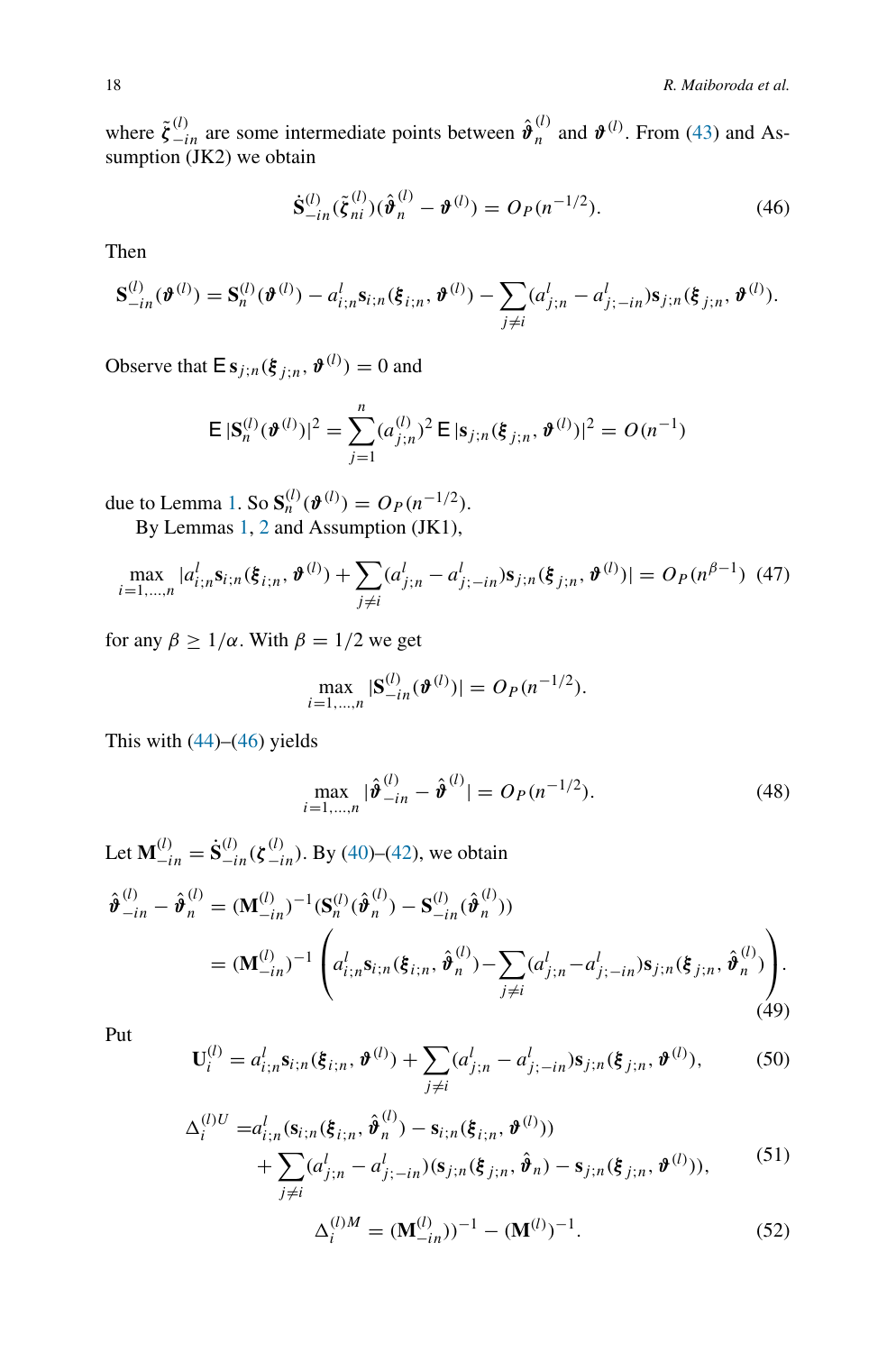where $\tilde{\boldsymbol{\zeta}}_{-in}^{(l)}$ are some intermediate points between $\hat{\boldsymbol{\vartheta}}_n^{(l)}$ and $\boldsymbol{\vartheta}^{(l)}$. From (43) and Assumption (JK2) we obtain

$$\dot{\mathbf{S}}_{-in}^{(l)}(\tilde{\boldsymbol{\zeta}}_{ni}^{(l)})(\hat{\boldsymbol{\vartheta}}_n^{(l)} - \boldsymbol{\vartheta}^{(l)}) = O_P(n^{-1/2}). \tag{46}$$

Then

$$\mathbf{S}_{-in}^{(l)}(\boldsymbol{\vartheta}^{(l)}) = \mathbf{S}_n^{(l)}(\boldsymbol{\vartheta}^{(l)}) - a_{i;n}^l \mathbf{s}_{i;n}(\boldsymbol{\xi}_{i;n}, \boldsymbol{\vartheta}^{(l)}) - \sum_{j \neq i}(a_{j;n}^l - a_{j;-in}^l)\mathbf{s}_{j;n}(\boldsymbol{\xi}_{j;n}, \boldsymbol{\vartheta}^{(l)}).$$

Observe that $\mathsf{E}\,\mathbf{s}_{j;n}(\boldsymbol{\xi}_{j;n}, \boldsymbol{\vartheta}^{(l)}) = 0$ and

$$\mathsf{E}\,|\mathbf{S}_n^{(l)}(\boldsymbol{\vartheta}^{(l)})|^2 = \sum_{j=1}^n (a_{j;n}^{(l)})^2\, \mathsf{E}\,|\mathbf{s}_{j;n}(\boldsymbol{\xi}_{j;n}, \boldsymbol{\vartheta}^{(l)})|^2 = O(n^{-1})$$

due to Lemma 1. So $\mathbf{S}_n^{(l)}(\boldsymbol{\vartheta}^{(l)}) = O_P(n^{-1/2})$.

By Lemmas 1, 2 and Assumption (JK1),

$$\max_{i=1,\ldots,n} |a_{i;n}^l \mathbf{s}_{i;n}(\boldsymbol{\xi}_{i;n}, \boldsymbol{\vartheta}^{(l)}) + \sum_{j \neq i}(a_{j;n}^l - a_{j;-in}^l)\mathbf{s}_{j;n}(\boldsymbol{\xi}_{j;n}, \boldsymbol{\vartheta}^{(l)})| = O_P(n^{\beta-1}) \tag{47}$$

for any $\beta \geq 1/\alpha$. With $\beta = 1/2$ we get

$$\max_{i=1,\ldots,n} |\mathbf{S}_{-in}^{(l)}(\boldsymbol{\vartheta}^{(l)})| = O_P(n^{-1/2}).$$

This with (44)–(46) yields

$$\max_{i=1,\ldots,n} |\hat{\boldsymbol{\vartheta}}_{-in}^{(l)} - \hat{\boldsymbol{\vartheta}}^{(l)}| = O_P(n^{-1/2}). \tag{48}$$

Let $\mathbf{M}_{-in}^{(l)} = \dot{\mathbf{S}}_{-in}^{(l)}(\boldsymbol{\zeta}_{-in}^{(l)})$. By (40)–(42), we obtain

$$\begin{aligned}
\hat{\boldsymbol{\vartheta}}_{-in}^{(l)} - \hat{\boldsymbol{\vartheta}}_n^{(l)} &= (\mathbf{M}_{-in}^{(l)})^{-1}(\mathbf{S}_n^{(l)}(\hat{\boldsymbol{\vartheta}}_n^{(l)}) - \mathbf{S}_{-in}^{(l)}(\hat{\boldsymbol{\vartheta}}_n^{(l)})) \\
&= (\mathbf{M}_{-in}^{(l)})^{-1}\left(a_{i;n}^l \mathbf{s}_{i;n}(\boldsymbol{\xi}_{i;n}, \hat{\boldsymbol{\vartheta}}_n^{(l)}) - \sum_{j \neq i}(a_{j;n}^l - a_{j;-in}^l)\mathbf{s}_{j;n}(\boldsymbol{\xi}_{j;n}, \hat{\boldsymbol{\vartheta}}_n^{(l)})\right).
\end{aligned} \tag{49}$$

Put

$$\mathbf{U}_i^{(l)} = a_{i;n}^l \mathbf{s}_{i;n}(\boldsymbol{\xi}_{i;n}, \boldsymbol{\vartheta}^{(l)}) + \sum_{j \neq i}(a_{j;n}^l - a_{j;-in}^l)\mathbf{s}_{j;n}(\boldsymbol{\xi}_{j;n}, \boldsymbol{\vartheta}^{(l)}), \tag{50}$$

$$\begin{aligned}
\Delta_i^{(l)U} =& a_{i;n}^l(\mathbf{s}_{i;n}(\boldsymbol{\xi}_{i;n}, \hat{\boldsymbol{\vartheta}}_n^{(l)}) - \mathbf{s}_{i;n}(\boldsymbol{\xi}_{i;n}, \boldsymbol{\vartheta}^{(l)})) \\
&+ \sum_{j \neq i}(a_{j;n}^l - a_{j;-in}^l)(\mathbf{s}_{j;n}(\boldsymbol{\xi}_{j;n}, \hat{\boldsymbol{\vartheta}}_n) - \mathbf{s}_{j;n}(\boldsymbol{\xi}_{j;n}, \boldsymbol{\vartheta}^{(l)})),
\end{aligned} \tag{51}$$

$$\Delta_i^{(l)M} = (\mathbf{M}_{-in}^{(l)}))^{-1} - (\mathbf{M}^{(l)})^{-1}. \tag{52}$$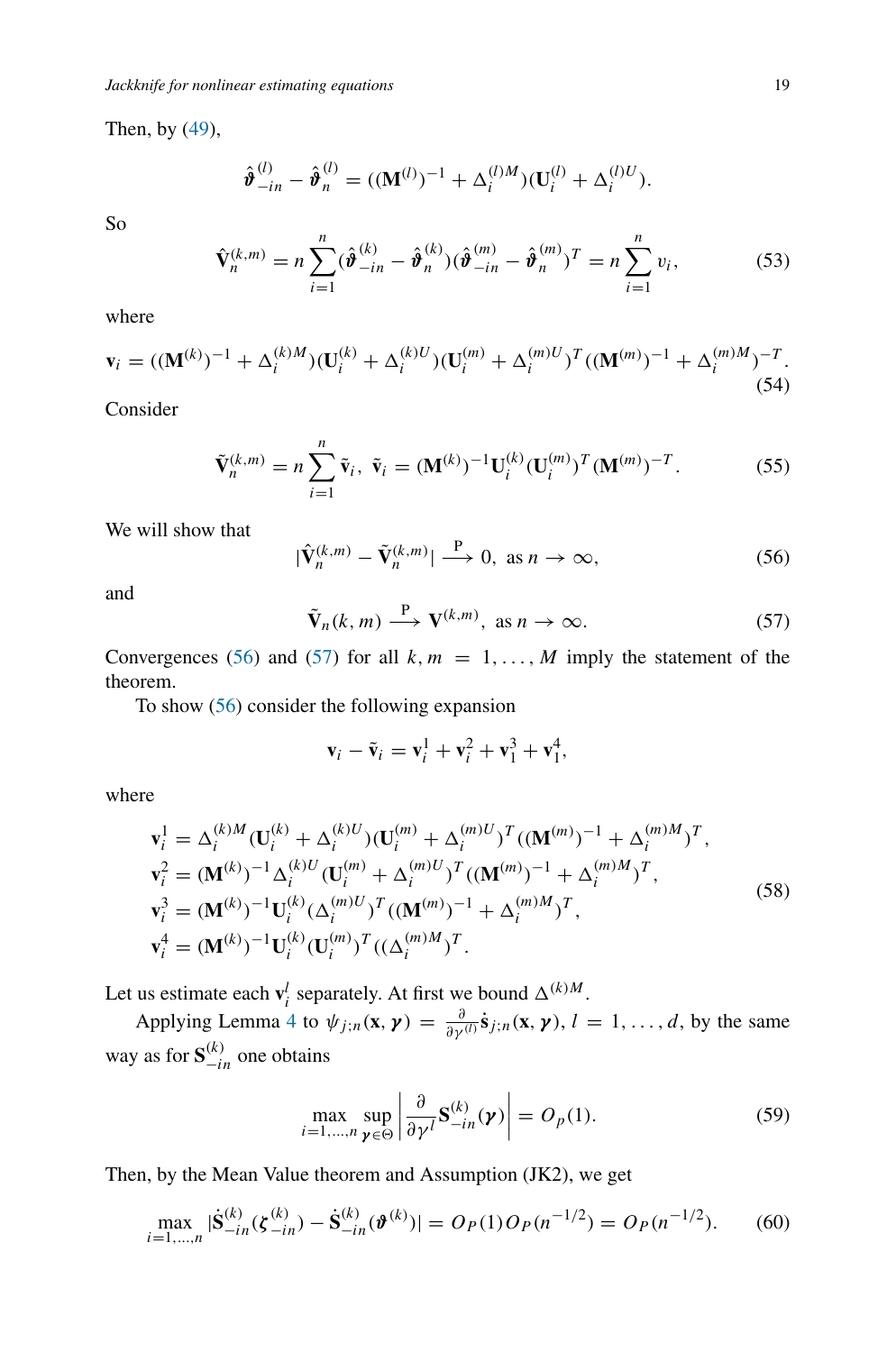Then, by (49),

$$\hat{\boldsymbol{\vartheta}}_{-in}^{(l)} - \hat{\boldsymbol{\vartheta}}_{n}^{(l)} = ((\mathbf{M}^{(l)})^{-1} + \Delta_i^{(l)M})(\mathbf{U}_i^{(l)} + \Delta_i^{(l)U}).$$

So

$$\hat{\mathbf{V}}_n^{(k,m)} = n \sum_{i=1}^{n} (\hat{\boldsymbol{\vartheta}}_{-in}^{(k)} - \hat{\boldsymbol{\vartheta}}_{n}^{(k)})(\hat{\boldsymbol{\vartheta}}_{-in}^{(m)} - \hat{\boldsymbol{\vartheta}}_{n}^{(m)})^T = n \sum_{i=1}^{n} v_i, \tag{53}$$

where

$$\mathbf{v}_i = ((\mathbf{M}^{(k)})^{-1} + \Delta_i^{(k)M})(\mathbf{U}_i^{(k)} + \Delta_i^{(k)U})(\mathbf{U}_i^{(m)} + \Delta_i^{(m)U})^T((\mathbf{M}^{(m)})^{-1} + \Delta_i^{(m)M})^{-T}. \tag{54}$$

Consider

$$\tilde{\mathbf{V}}_n^{(k,m)} = n \sum_{i=1}^{n} \tilde{\mathbf{v}}_i, \; \tilde{\mathbf{v}}_i = (\mathbf{M}^{(k)})^{-1} \mathbf{U}_i^{(k)} (\mathbf{U}_i^{(m)})^T (\mathbf{M}^{(m)})^{-T}. \tag{55}$$

We will show that

$$|\hat{\mathbf{V}}_n^{(k,m)} - \tilde{\mathbf{V}}_n^{(k,m)}| \xrightarrow{\text{P}} 0, \text{ as } n \to \infty, \tag{56}$$

and

$$\tilde{\mathbf{V}}_n(k,m) \xrightarrow{\text{P}} \mathbf{V}^{(k,m)}, \text{ as } n \to \infty. \tag{57}$$

Convergences (56) and (57) for all $k, m = 1, \ldots, M$ imply the statement of the theorem.

To show (56) consider the following expansion

$$\mathbf{v}_i - \tilde{\mathbf{v}}_i = \mathbf{v}_i^1 + \mathbf{v}_i^2 + \mathbf{v}_1^3 + \mathbf{v}_1^4,$$

where

$$\begin{aligned}
\mathbf{v}_i^1 &= \Delta_i^{(k)M}(\mathbf{U}_i^{(k)} + \Delta_i^{(k)U})(\mathbf{U}_i^{(m)} + \Delta_i^{(m)U})^T((\mathbf{M}^{(m)})^{-1} + \Delta_i^{(m)M})^T, \\
\mathbf{v}_i^2 &= (\mathbf{M}^{(k)})^{-1}\Delta_i^{(k)U}(\mathbf{U}_i^{(m)} + \Delta_i^{(m)U})^T((\mathbf{M}^{(m)})^{-1} + \Delta_i^{(m)M})^T, \\
\mathbf{v}_i^3 &= (\mathbf{M}^{(k)})^{-1}\mathbf{U}_i^{(k)}(\Delta_i^{(m)U})^T((\mathbf{M}^{(m)})^{-1} + \Delta_i^{(m)M})^T, \\
\mathbf{v}_i^4 &= (\mathbf{M}^{(k)})^{-1}\mathbf{U}_i^{(k)}(\mathbf{U}_i^{(m)})^T((\Delta_i^{(m)M})^T.
\end{aligned} \tag{58}$$

Let us estimate each $\mathbf{v}_i^l$ separately. At first we bound $\Delta^{(k)M}$.

Applying Lemma 4 to $\psi_{j;n}(\mathbf{x}, \boldsymbol{\gamma}) = \frac{\partial}{\partial \gamma^{(l)}} \dot{\mathbf{s}}_{j;n}(\mathbf{x}, \boldsymbol{\gamma})$, $l = 1, \ldots, d$, by the same way as for $\mathbf{S}_{-in}^{(k)}$ one obtains

$$\max_{i=1,\ldots,n} \sup_{\boldsymbol{\gamma} \in \Theta} \left| \frac{\partial}{\partial \gamma^l} \mathbf{S}_{-in}^{(k)}(\boldsymbol{\gamma}) \right| = O_p(1). \tag{59}$$

Then, by the Mean Value theorem and Assumption (JK2), we get

$$\max_{i=1,\ldots,n} |\dot{\mathbf{S}}_{-in}^{(k)}(\boldsymbol{\zeta}_{-in}^{(k)}) - \dot{\mathbf{S}}_{-in}^{(k)}(\boldsymbol{\vartheta}^{(k)})| = O_P(1)O_P(n^{-1/2}) = O_P(n^{-1/2}). \tag{60}$$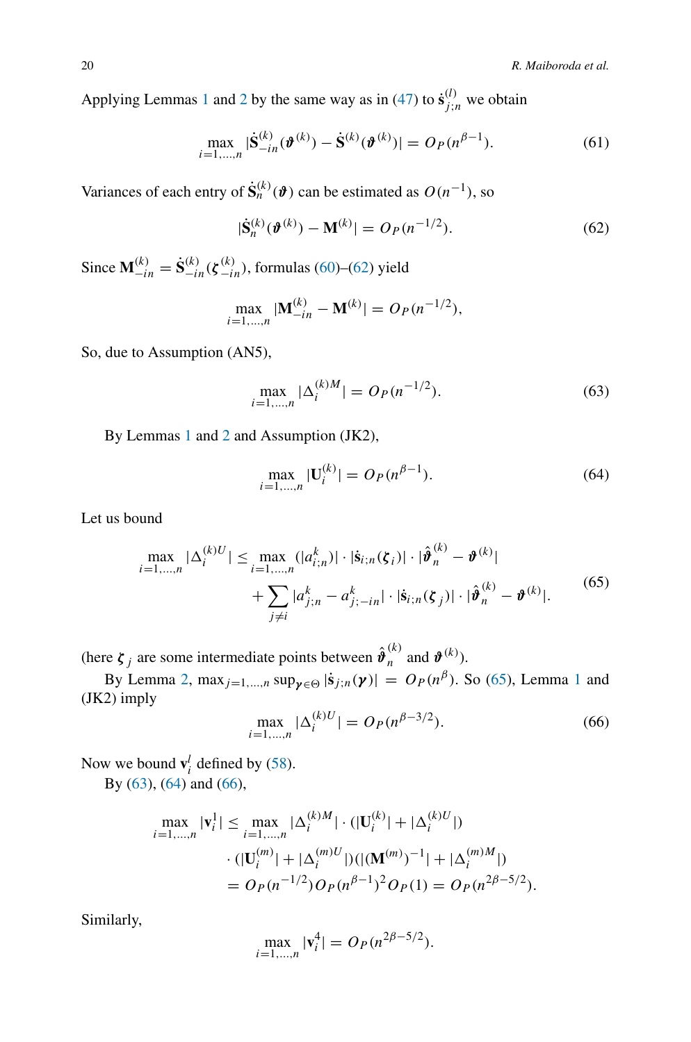Applying Lemmas 1 and 2 by the same way as in (47) to $\dot{\mathbf{s}}_{j;n}^{(l)}$ we obtain

$$\max_{i=1,\dots,n} |\dot{\mathbf{S}}_{-in}^{(k)}(\boldsymbol{\vartheta}^{(k)}) - \dot{\mathbf{S}}^{(k)}(\boldsymbol{\vartheta}^{(k)})| = O_P(n^{\beta-1}). \tag{61}$$

Variances of each entry of $\dot{\mathbf{S}}_n^{(k)}(\boldsymbol{\vartheta})$ can be estimated as $O(n^{-1})$, so

$$|\dot{\mathbf{S}}_n^{(k)}(\boldsymbol{\vartheta}^{(k)}) - \mathbf{M}^{(k)}| = O_P(n^{-1/2}). \tag{62}$$

Since $\mathbf{M}_{-in}^{(k)} = \dot{\mathbf{S}}_{-in}^{(k)}(\boldsymbol{\zeta}_{-in}^{(k)})$, formulas (60)–(62) yield

$$\max_{i=1,\dots,n} |\mathbf{M}_{-in}^{(k)} - \mathbf{M}^{(k)}| = O_P(n^{-1/2}),$$

So, due to Assumption (AN5),

$$\max_{i=1,\dots,n} |\Delta_i^{(k)M}| = O_P(n^{-1/2}). \tag{63}$$

By Lemmas 1 and 2 and Assumption (JK2),

$$\max_{i=1,\dots,n} |\mathbf{U}_i^{(k)}| = O_P(n^{\beta-1}). \tag{64}$$

Let us bound

$$\begin{aligned}\max_{i=1,\dots,n} |\Delta_i^{(k)U}| \le & \max_{i=1,\dots,n} (|a_{i;n}^k)| \cdot |\dot{\mathbf{s}}_{i;n}(\boldsymbol{\zeta}_i)| \cdot |\hat{\boldsymbol{\vartheta}}_n^{(k)} - \boldsymbol{\vartheta}^{(k)}| \\ & + \sum_{j\neq i} |a_{j;n}^k - a_{j;-in}^k| \cdot |\dot{\mathbf{s}}_{i;n}(\boldsymbol{\zeta}_j)| \cdot |\hat{\boldsymbol{\vartheta}}_n^{(k)} - \boldsymbol{\vartheta}^{(k)}|.\end{aligned} \tag{65}$$

(here $\boldsymbol{\zeta}_j$ are some intermediate points between $\hat{\boldsymbol{\vartheta}}_n^{(k)}$ and $\boldsymbol{\vartheta}^{(k)}$).

By Lemma 2, $\max_{j=1,\dots,n} \sup_{\boldsymbol{\gamma}\in\Theta} |\dot{\mathbf{s}}_{j;n}(\boldsymbol{\gamma})| = O_P(n^{\beta})$. So (65), Lemma 1 and (JK2) imply

$$\max_{i=1,\dots,n} |\Delta_i^{(k)U}| = O_P(n^{\beta-3/2}). \tag{66}$$

Now we bound $\mathbf{v}_i^l$ defined by (58).

By (63), (64) and (66),

$$\begin{aligned}\max_{i=1,\dots,n} |\mathbf{v}_i^1| \le & \max_{i=1,\dots,n} |\Delta_i^{(k)M}| \cdot (|\mathbf{U}_i^{(k)}| + |\Delta_i^{(k)U}|) \\ & \cdot (|\mathbf{U}_i^{(m)}| + |\Delta_i^{(m)U}|)(|(\mathbf{M}^{(m)})^{-1}| + |\Delta_i^{(m)M}|) \\ = & O_P(n^{-1/2}) O_P(n^{\beta-1})^2 O_P(1) = O_P(n^{2\beta-5/2}).\end{aligned}$$

Similarly,

$$\max_{i=1,\dots,n} |\mathbf{v}_i^4| = O_P(n^{2\beta-5/2}).$$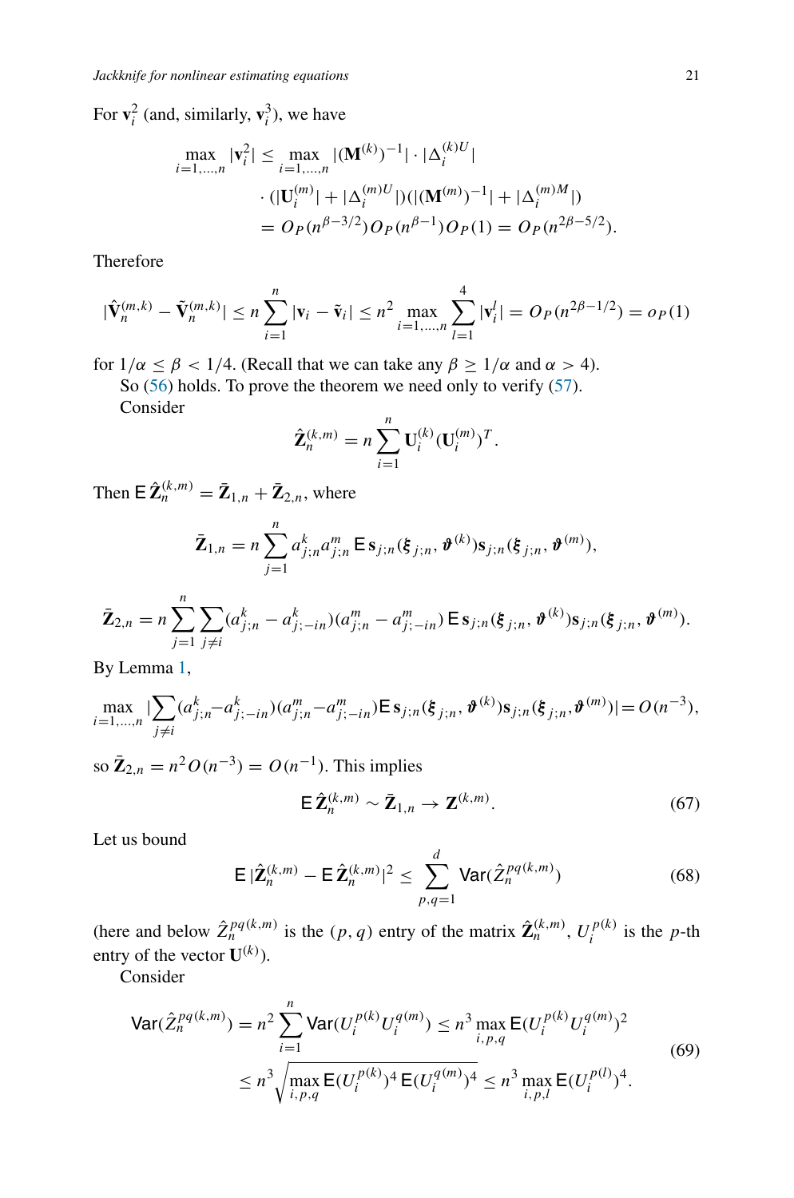For $\mathbf{v}_i^2$ (and, similarly, $\mathbf{v}_i^3$), we have

$$
\begin{aligned}
\max_{i=1,\dots,n} |\mathbf{v}_i^2| &\le \max_{i=1,\dots,n} |(\mathbf{M}^{(k)})^{-1}| \cdot |\Delta_i^{(k)U}| \\
&\quad \cdot (|\mathbf{U}_i^{(m)}| + |\Delta_i^{(m)U}|)(|(\mathbf{M}^{(m)})^{-1}| + |\Delta_i^{(m)M}|) \\
&= O_P(n^{\beta-3/2}) O_P(n^{\beta-1}) O_P(1) = O_P(n^{2\beta-5/2}).
\end{aligned}
$$

Therefore

$$
|\hat{\mathbf{V}}_n^{(m,k)} - \tilde{\mathbf{V}}_n^{(m,k)}| \le n \sum_{i=1}^{n} |\mathbf{v}_i - \tilde{\mathbf{v}}_i| \le n^2 \max_{i=1,\dots,n} \sum_{l=1}^{4} |\mathbf{v}_i^l| = O_P(n^{2\beta-1/2}) = o_P(1)
$$

for $1/\alpha \le \beta < 1/4$. (Recall that we can take any $\beta \ge 1/\alpha$ and $\alpha > 4$).

So (56) holds. To prove the theorem we need only to verify (57).

Consider

$$
\hat{\mathbf{Z}}_n^{(k,m)} = n \sum_{i=1}^{n} \mathbf{U}_i^{(k)} (\mathbf{U}_i^{(m)})^T.
$$

Then $\mathsf{E}\, \hat{\mathbf{Z}}_n^{(k,m)} = \bar{\mathbf{Z}}_{1,n} + \bar{\mathbf{Z}}_{2,n}$, where

$$
\bar{\mathbf{Z}}_{1,n} = n \sum_{j=1}^{n} a_{j;n}^k a_{j;n}^m \,\mathsf{E}\, \mathbf{s}_{j;n}(\boldsymbol{\xi}_{j;n}, \boldsymbol{\vartheta}^{(k)}) \mathbf{s}_{j;n}(\boldsymbol{\xi}_{j;n}, \boldsymbol{\vartheta}^{(m)}),
$$

$$
\bar{\mathbf{Z}}_{2,n} = n \sum_{j=1}^{n} \sum_{j \ne i} (a_{j;n}^k - a_{j;-in}^k)(a_{j;n}^m - a_{j;-in}^m) \,\mathsf{E}\, \mathbf{s}_{j;n}(\boldsymbol{\xi}_{j;n}, \boldsymbol{\vartheta}^{(k)}) \mathbf{s}_{j;n}(\boldsymbol{\xi}_{j;n}, \boldsymbol{\vartheta}^{(m)}).
$$

By Lemma 1,

$$
\max_{i=1,\dots,n} |\sum_{j \ne i} (a_{j;n}^k - a_{j;-in}^k)(a_{j;n}^m - a_{j;-in}^m) \mathsf{E}\, \mathbf{s}_{j;n}(\boldsymbol{\xi}_{j;n}, \boldsymbol{\vartheta}^{(k)}) \mathbf{s}_{j;n}(\boldsymbol{\xi}_{j;n}, \boldsymbol{\vartheta}^{(m)})| = O(n^{-3}),
$$

so $\bar{\mathbf{Z}}_{2,n} = n^2 O(n^{-3}) = O(n^{-1})$. This implies

$$
\mathsf{E}\, \hat{\mathbf{Z}}_n^{(k,m)} \sim \bar{\mathbf{Z}}_{1,n} \to \mathbf{Z}^{(k,m)}. \tag{67}
$$

Let us bound

$$
\mathsf{E}\, |\hat{\mathbf{Z}}_n^{(k,m)} - \mathsf{E}\, \hat{\mathbf{Z}}_n^{(k,m)}|^2 \le \sum_{p,q=1}^{d} \mathsf{Var}(\hat{Z}_n^{pq(k,m)}) \tag{68}
$$

(here and below $\hat{Z}_n^{pq(k,m)}$ is the $(p,q)$ entry of the matrix $\hat{\mathbf{Z}}_n^{(k,m)}$, $U_i^{p(k)}$ is the $p$-th entry of the vector $\mathbf{U}^{(k)}$).

Consider

$$
\begin{aligned}
\mathsf{Var}(\hat{Z}_n^{pq(k,m)}) &= n^2 \sum_{i=1}^{n} \mathsf{Var}(U_i^{p(k)} U_i^{q(m)}) \le n^3 \max_{i,p,q} \mathsf{E}(U_i^{p(k)} U_i^{q(m)})^2 \\
&\le n^3 \sqrt{\max_{i,p,q} \mathsf{E}(U_i^{p(k)})^4 \,\mathsf{E}(U_i^{q(m)})^4} \le n^3 \max_{i,p,l} \mathsf{E}(U_i^{p(l)})^4.
\end{aligned} \tag{69}
$$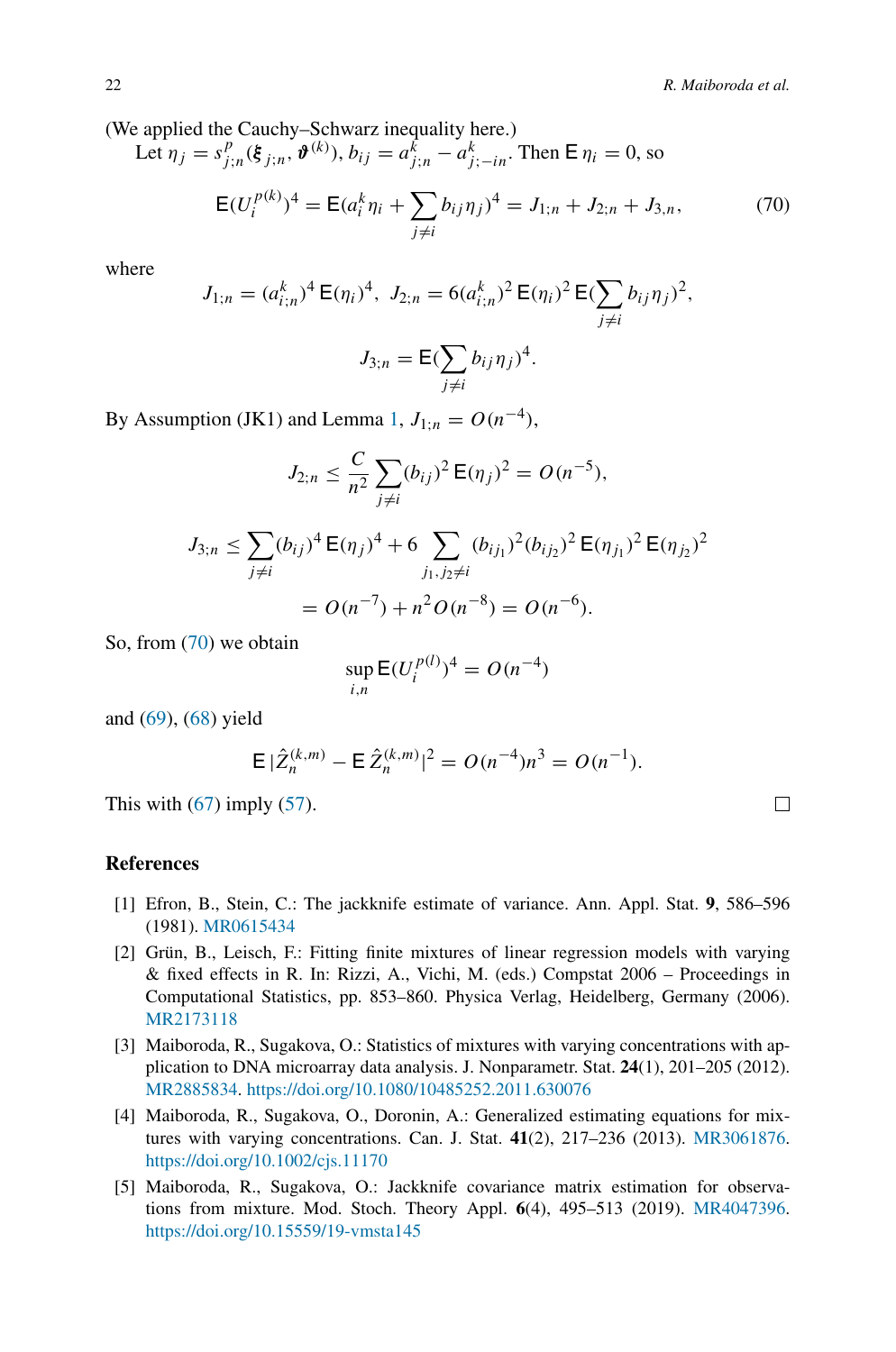(We applied the Cauchy–Schwarz inequality here.)

Let $\eta_j = s^p_{j;n}(\boldsymbol{\xi}_{j;n}, \boldsymbol{\vartheta}^{(k)})$, $b_{ij} = a^k_{j;n} - a^k_{j;-in}$. Then $\mathsf{E}\,\eta_i = 0$, so

$$\mathsf{E}(U_i^{p(k)})^4 = \mathsf{E}(a_i^k \eta_i + \sum_{j\neq i} b_{ij}\eta_j)^4 = J_{1;n} + J_{2;n} + J_{3,n}, \tag{70}$$

where

$$J_{1;n} = (a^k_{i;n})^4\,\mathsf{E}(\eta_i)^4,\ \ J_{2;n} = 6(a^k_{i;n})^2\,\mathsf{E}(\eta_i)^2\,\mathsf{E}(\sum_{j\neq i} b_{ij}\eta_j)^2,$$

$$J_{3;n} = \mathsf{E}(\sum_{j\neq i} b_{ij}\eta_j)^4.$$

By Assumption (JK1) and Lemma 1, $J_{1;n} = O(n^{-4})$,

$$J_{2;n} \le \frac{C}{n^2}\sum_{j\neq i}(b_{ij})^2\,\mathsf{E}(\eta_j)^2 = O(n^{-5}),$$

$$J_{3;n} \le \sum_{j\neq i}(b_{ij})^4\,\mathsf{E}(\eta_j)^4 + 6\sum_{j_1,j_2\neq i}(b_{ij_1})^2(b_{ij_2})^2\,\mathsf{E}(\eta_{j_1})^2\,\mathsf{E}(\eta_{j_2})^2$$

$$= O(n^{-7}) + n^2 O(n^{-8}) = O(n^{-6}).$$

So, from (70) we obtain

$$\sup_{i,n}\mathsf{E}(U_i^{p(l)})^4 = O(n^{-4})$$

and (69), (68) yield

$$\mathsf{E}\,|\hat{Z}_n^{(k,m)} - \mathsf{E}\,\hat{Z}_n^{(k,m)}|^2 = O(n^{-4})n^3 = O(n^{-1}).$$

This with (67) imply (57). □

## References

[1] Efron, B., Stein, C.: The jackknife estimate of variance. Ann. Appl. Stat. **9**, 586–596 (1981). MR0615434

[2] Grün, B., Leisch, F.: Fitting finite mixtures of linear regression models with varying & fixed effects in R. In: Rizzi, A., Vichi, M. (eds.) Compstat 2006 – Proceedings in Computational Statistics, pp. 853–860. Physica Verlag, Heidelberg, Germany (2006). MR2173118

[3] Maiboroda, R., Sugakova, O.: Statistics of mixtures with varying concentrations with application to DNA microarray data analysis. J. Nonparametr. Stat. **24**(1), 201–205 (2012). MR2885834. https://doi.org/10.1080/10485252.2011.630076

[4] Maiboroda, R., Sugakova, O., Doronin, A.: Generalized estimating equations for mixtures with varying concentrations. Can. J. Stat. **41**(2), 217–236 (2013). MR3061876. https://doi.org/10.1002/cjs.11170

[5] Maiboroda, R., Sugakova, O.: Jackknife covariance matrix estimation for observations from mixture. Mod. Stoch. Theory Appl. **6**(4), 495–513 (2019). MR4047396. https://doi.org/10.15559/19-vmsta145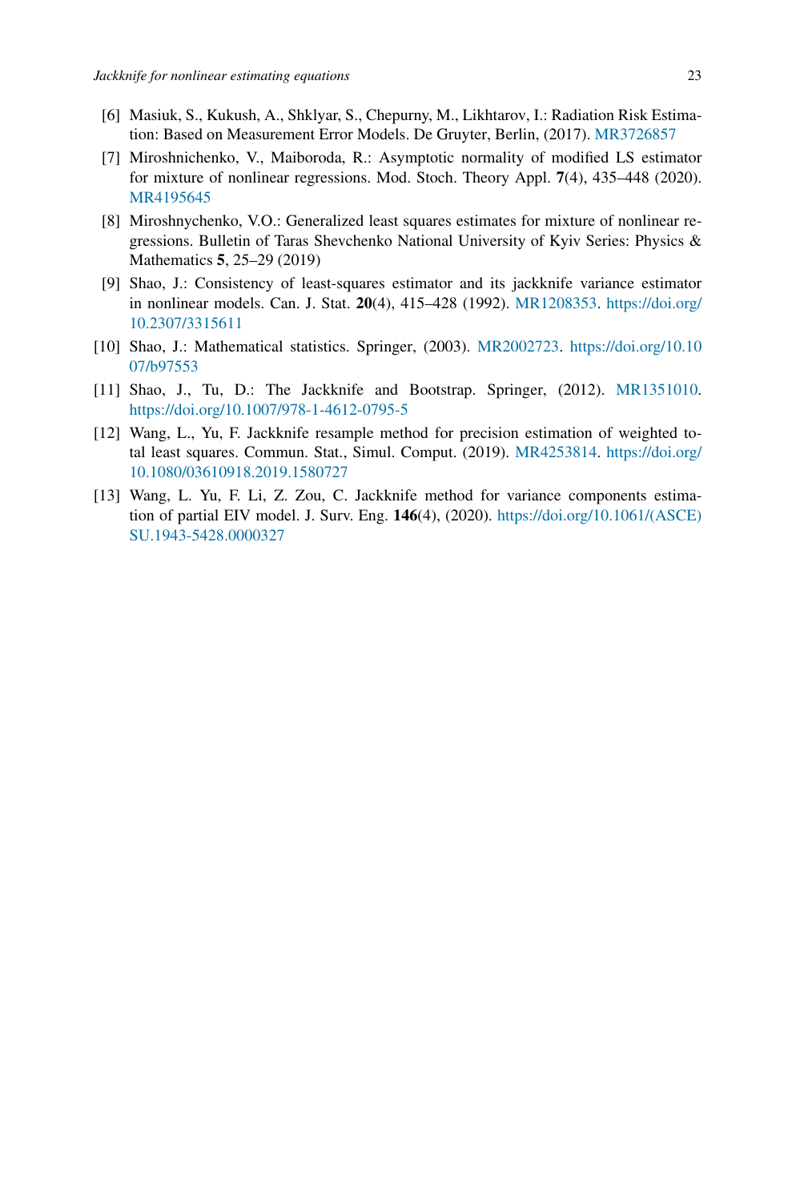[6] Masiuk, S., Kukush, A., Shklyar, S., Chepurny, M., Likhtarov, I.: Radiation Risk Estimation: Based on Measurement Error Models. De Gruyter, Berlin, (2017). MR3726857

[7] Miroshnichenko, V., Maiboroda, R.: Asymptotic normality of modified LS estimator for mixture of nonlinear regressions. Mod. Stoch. Theory Appl. **7**(4), 435–448 (2020). MR4195645

[8] Miroshnychenko, V.O.: Generalized least squares estimates for mixture of nonlinear regressions. Bulletin of Taras Shevchenko National University of Kyiv Series: Physics & Mathematics **5**, 25–29 (2019)

[9] Shao, J.: Consistency of least-squares estimator and its jackknife variance estimator in nonlinear models. Can. J. Stat. **20**(4), 415–428 (1992). MR1208353. https://doi.org/10.2307/3315611

[10] Shao, J.: Mathematical statistics. Springer, (2003). MR2002723. https://doi.org/10.1007/b97553

[11] Shao, J., Tu, D.: The Jackknife and Bootstrap. Springer, (2012). MR1351010. https://doi.org/10.1007/978-1-4612-0795-5

[12] Wang, L., Yu, F. Jackknife resample method for precision estimation of weighted total least squares. Commun. Stat., Simul. Comput. (2019). MR4253814. https://doi.org/10.1080/03610918.2019.1580727

[13] Wang, L. Yu, F. Li, Z. Zou, C. Jackknife method for variance components estimation of partial EIV model. J. Surv. Eng. **146**(4), (2020). https://doi.org/10.1061/(ASCE)SU.1943-5428.0000327